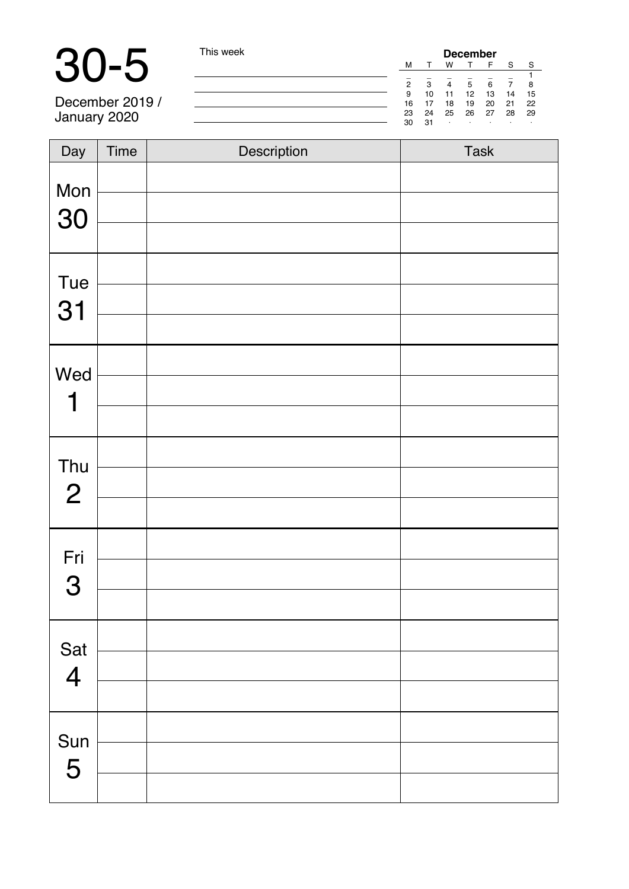# 30-5

December 2019 / January 2020

This week

| December | | | | | | |
|---|---|---|---|---|---|---|
| M | T | W | T | F | S | S |
| _ | _ | _ | _ | _ | _ | 1 |
| 2 | 3 | 4 | 5 | 6 | 7 | 8 |
| 9 | 10 | 11 | 12 | 13 | 14 | 15 |
| 16 | 17 | 18 | 19 | 20 | 21 | 22 |
| 23 | 24 | 25 | 26 | 27 | 28 | 29 |
| 30 | 31 | · | · | · | · | · |

| Day | Time | Description | Task |
|---|---|---|---|
| Mon 30 | | | |
| | | | |
| | | | |
| Tue 31 | | | |
| | | | |
| | | | |
| Wed 1 | | | |
| | | | |
| | | | |
| Thu 2 | | | |
| | | | |
| | | | |
| Fri 3 | | | |
| | | | |
| | | | |
| Sat 4 | | | |
| | | | |
| | | | |
| Sun 5 | | | |
| | | | |
| | | | |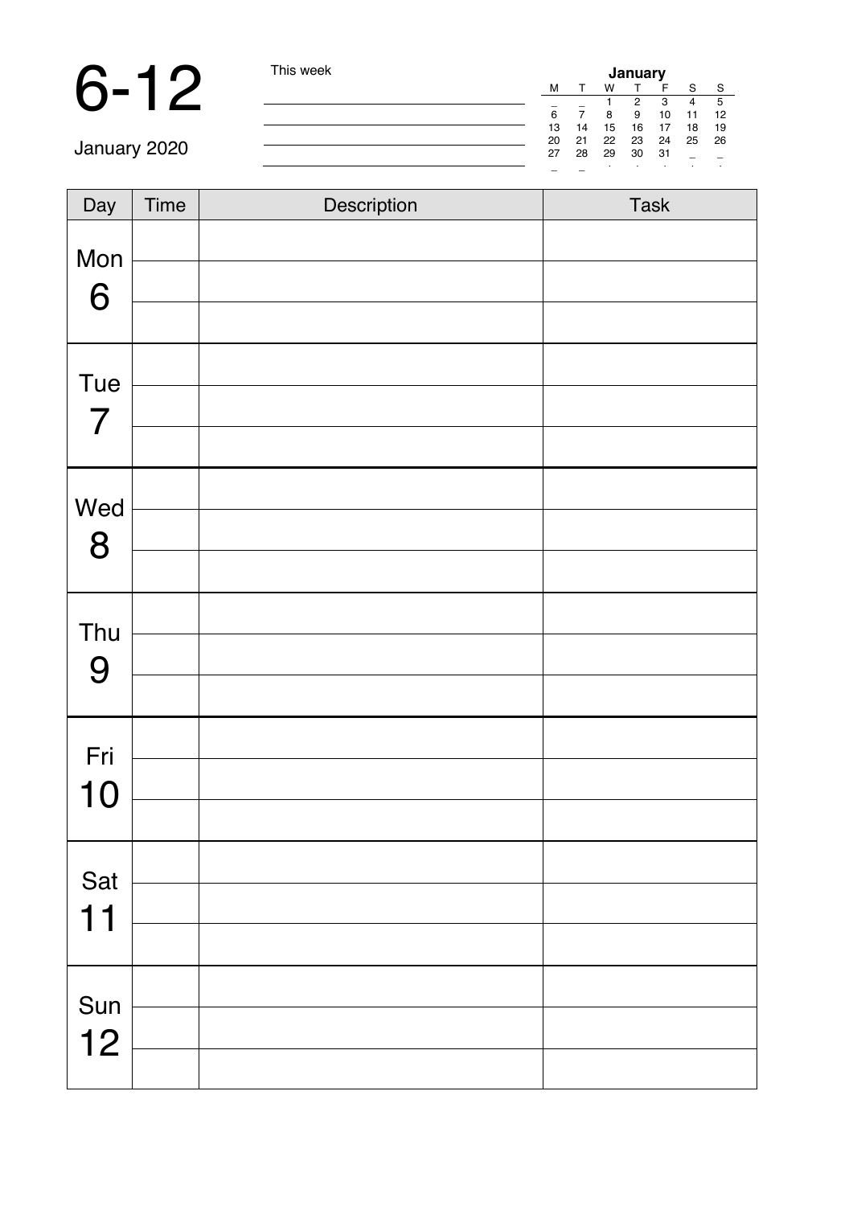# 6-12

January 2020

This week

| January | | | | | | |
|---|---|---|---|---|---|---|
| M | T | W | T | F | S | S |
| _ | _ | 1 | 2 | 3 | 4 | 5 |
| 6 | 7 | 8 | 9 | 10 | 11 | 12 |
| 13 | 14 | 15 | 16 | 17 | 18 | 19 |
| 20 | 21 | 22 | 23 | 24 | 25 | 26 |
| 27 | 28 | 29 | 30 | 31 | _ | _ |

| Day | Time | Description | Task |
|---|---|---|---|
| Mon 6 | | | |
| | | | |
| | | | |
| Tue 7 | | | |
| | | | |
| | | | |
| Wed 8 | | | |
| | | | |
| | | | |
| Thu 9 | | | |
| | | | |
| | | | |
| Fri 10 | | | |
| | | | |
| | | | |
| Sat 11 | | | |
| | | | |
| | | | |
| Sun 12 | | | |
| | | | |
| | | | |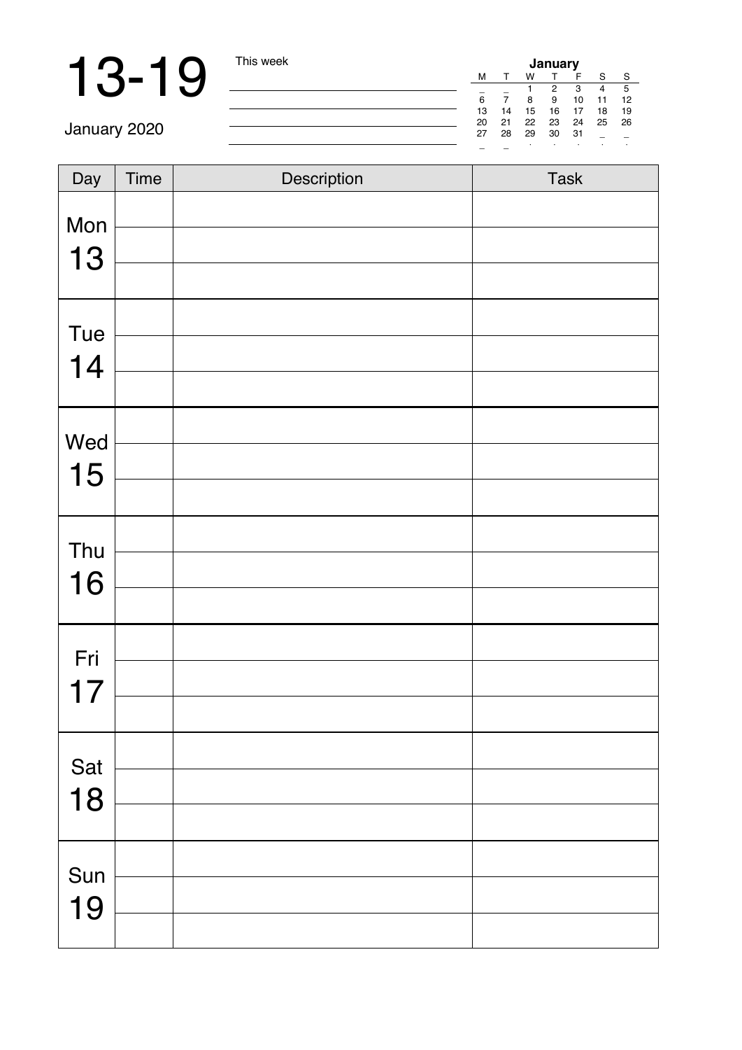# 13-19

January 2020

This week

| January | | | | | | |
|---|---|---|---|---|---|---|
| M | T | W | T | F | S | S |
| _ | _ | 1 | 2 | 3 | 4 | 5 |
| 6 | 7 | 8 | 9 | 10 | 11 | 12 |
| 13 | 14 | 15 | 16 | 17 | 18 | 19 |
| 20 | 21 | 22 | 23 | 24 | 25 | 26 |
| 27 | 28 | 29 | 30 | 31 | _ | _ |
| _ | _ | . | . | . | . | . |

| Day | Time | Description | Task |
|---|---|---|---|
| Mon 13 | | | |
| | | | |
| | | | |
| Tue 14 | | | |
| | | | |
| | | | |
| Wed 15 | | | |
| | | | |
| | | | |
| Thu 16 | | | |
| | | | |
| | | | |
| Fri 17 | | | |
| | | | |
| | | | |
| Sat 18 | | | |
| | | | |
| | | | |
| Sun 19 | | | |
| | | | |
| | | | |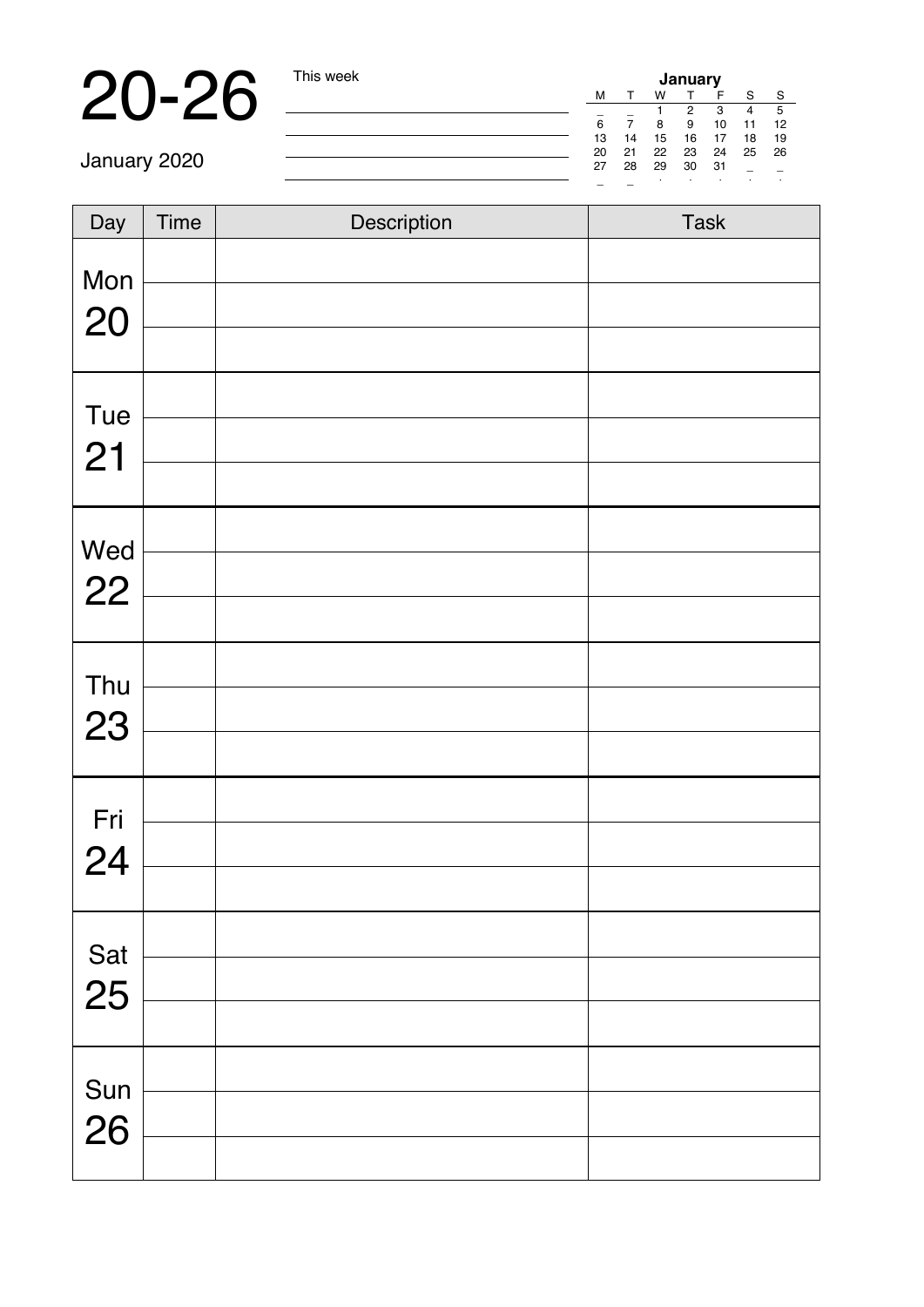# 20-26

January 2020

This week

| January | | | | | | |
|---|---|---|---|---|---|---|
| M | T | W | T | F | S | S |
| _ | _ | 1 | 2 | 3 | 4 | 5 |
| 6 | 7 | 8 | 9 | 10 | 11 | 12 |
| 13 | 14 | 15 | 16 | 17 | 18 | 19 |
| 20 | 21 | 22 | 23 | 24 | 25 | 26 |
| 27 | 28 | 29 | 30 | 31 | _ | _ |

| Day | Time | Description | Task |
|---|---|---|---|
| Mon 20 | | | |
| | | | |
| | | | |
| Tue 21 | | | |
| | | | |
| | | | |
| Wed 22 | | | |
| | | | |
| | | | |
| Thu 23 | | | |
| | | | |
| | | | |
| Fri 24 | | | |
| | | | |
| | | | |
| Sat 25 | | | |
| | | | |
| | | | |
| Sun 26 | | | |
| | | | |
| | | | |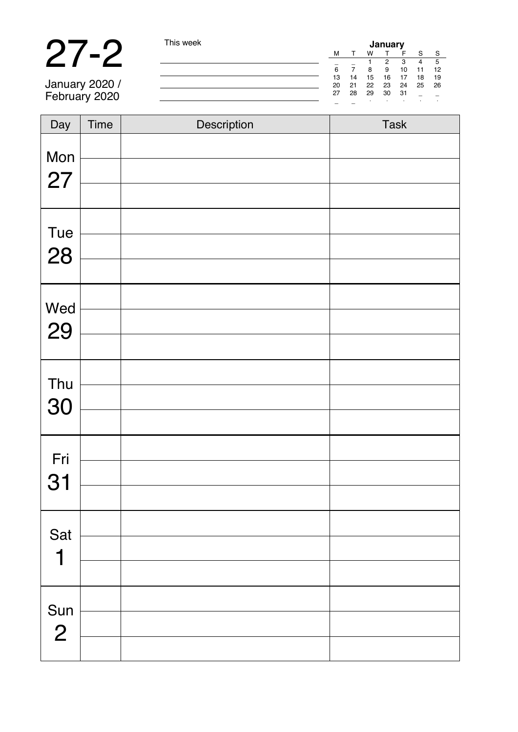# 27-2

January 2020 / February 2020

This week

______________________________

______________________________

______________________________

______________________________

| January | | | | | | |
|---|---|---|---|---|---|---|
| M | T | W | T | F | S | S |
| _ | _ | 1 | 2 | 3 | 4 | 5 |
| 6 | 7 | 8 | 9 | 10 | 11 | 12 |
| 13 | 14 | 15 | 16 | 17 | 18 | 19 |
| 20 | 21 | 22 | 23 | 24 | 25 | 26 |
| 27 | 28 | 29 | 30 | 31 | _ | _ |
| _ | _ | . | . | . | . | . |

| Day | Time | Description | Task |
|---|---|---|---|
| Mon 27 | | | |
| | | | |
| | | | |
| Tue 28 | | | |
| | | | |
| | | | |
| Wed 29 | | | |
| | | | |
| | | | |
| Thu 30 | | | |
| | | | |
| | | | |
| Fri 31 | | | |
| | | | |
| | | | |
| Sat 1 | | | |
| | | | |
| | | | |
| Sun 2 | | | |
| | | | |
| | | | |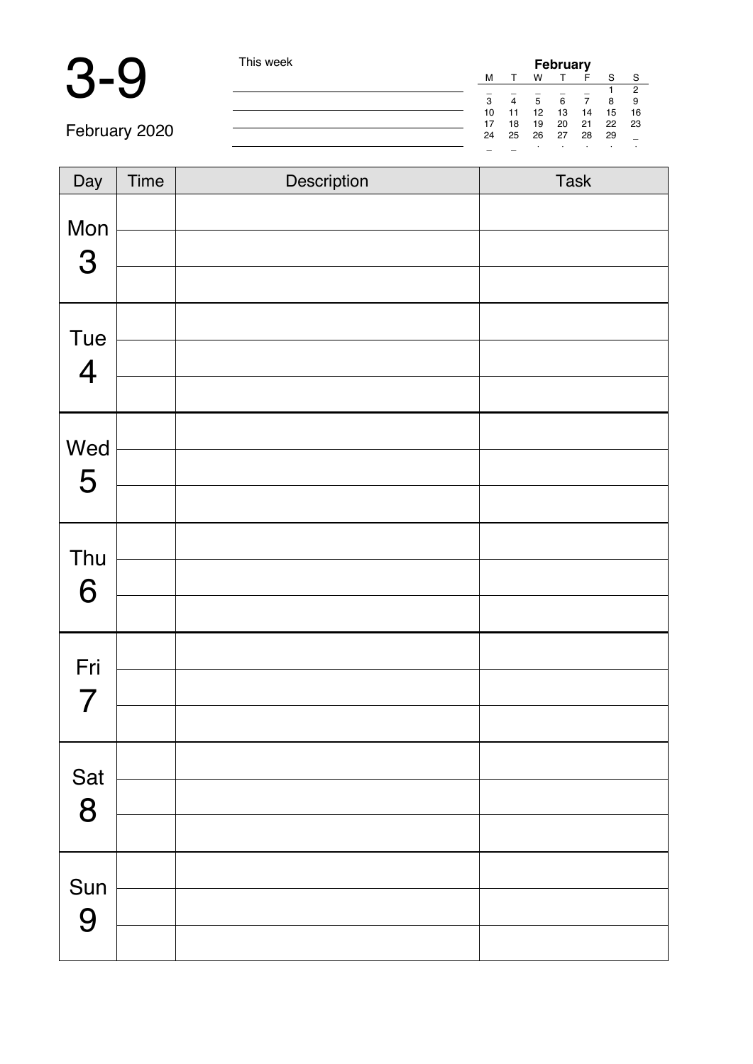# 3-9

February 2020

This week

| February | | | | | | |
|---|---|---|---|---|---|---|
| M | T | W | T | F | S | S |
| _ | _ | _ | _ | _ | 1 | 2 |
| 3 | 4 | 5 | 6 | 7 | 8 | 9 |
| 10 | 11 | 12 | 13 | 14 | 15 | 16 |
| 17 | 18 | 19 | 20 | 21 | 22 | 23 |
| 24 | 25 | 26 | 27 | 28 | 29 | _ |
| _ | _ | | | | | |

| Day | Time | Description | Task |
|---|---|---|---|
| Mon 3 | | | |
| | | | |
| | | | |
| Tue 4 | | | |
| | | | |
| | | | |
| Wed 5 | | | |
| | | | |
| | | | |
| Thu 6 | | | |
| | | | |
| | | | |
| Fri 7 | | | |
| | | | |
| | | | |
| Sat 8 | | | |
| | | | |
| | | | |
| Sun 9 | | | |
| | | | |
| | | | |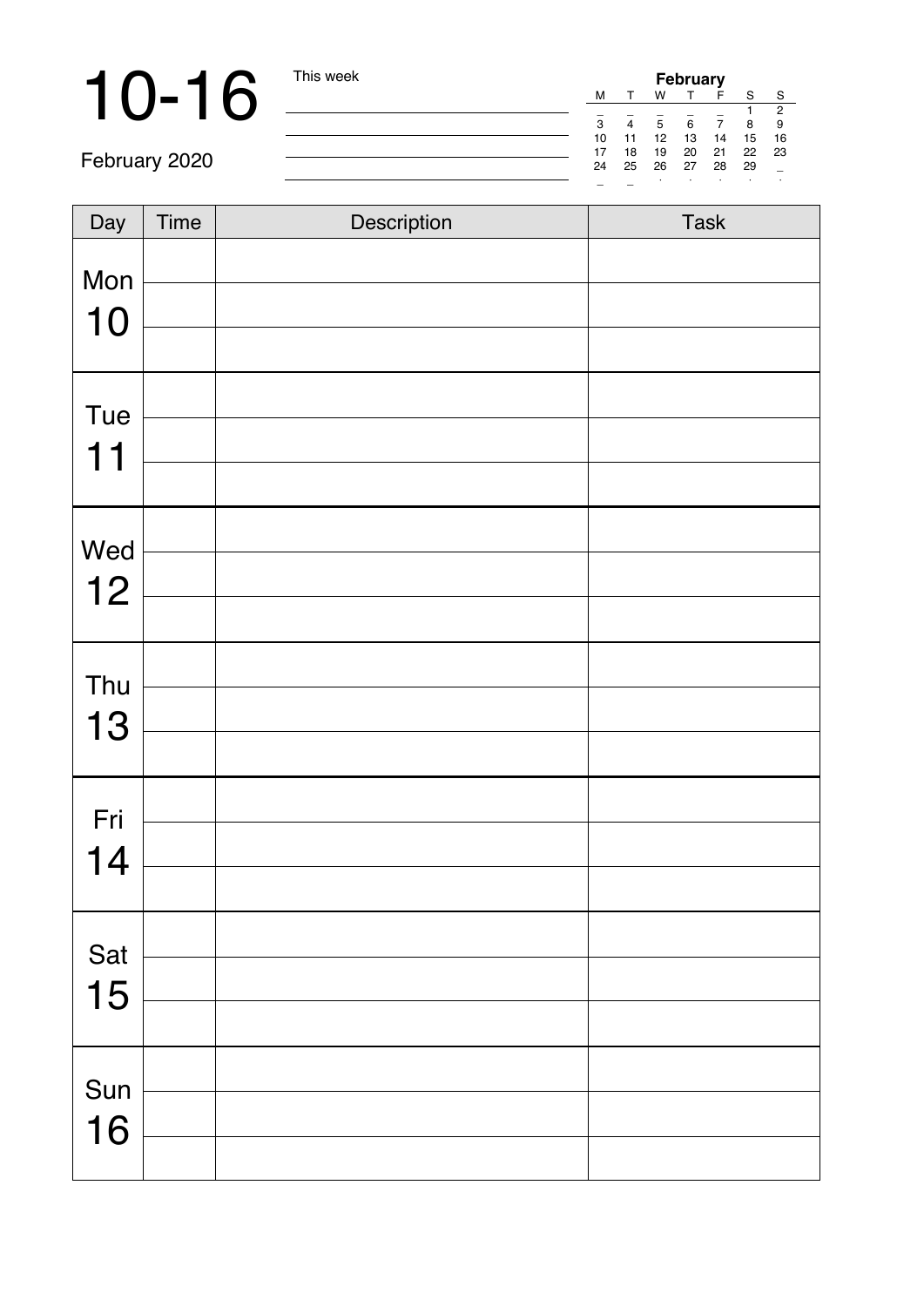# 10-16

February 2020

This week

| | | | | | | |
|---|---|---|---|---|---|---|
| **February** | | | | | | |
| M | T | W | T | F | S | S |
| _ | _ | _ | _ | _ | 1 | 2 |
| 3 | 4 | 5 | 6 | 7 | 8 | 9 |
| 10 | 11 | 12 | 13 | 14 | 15 | 16 |
| 17 | 18 | 19 | 20 | 21 | 22 | 23 |
| 24 | 25 | 26 | 27 | 28 | 29 | _ |

| Day | Time | Description | Task |
|---|---|---|---|
| Mon 10 | | | |
| | | | |
| | | | |
| Tue 11 | | | |
| | | | |
| | | | |
| Wed 12 | | | |
| | | | |
| | | | |
| Thu 13 | | | |
| | | | |
| | | | |
| Fri 14 | | | |
| | | | |
| | | | |
| Sat 15 | | | |
| | | | |
| | | | |
| Sun 16 | | | |
| | | | |
| | | | |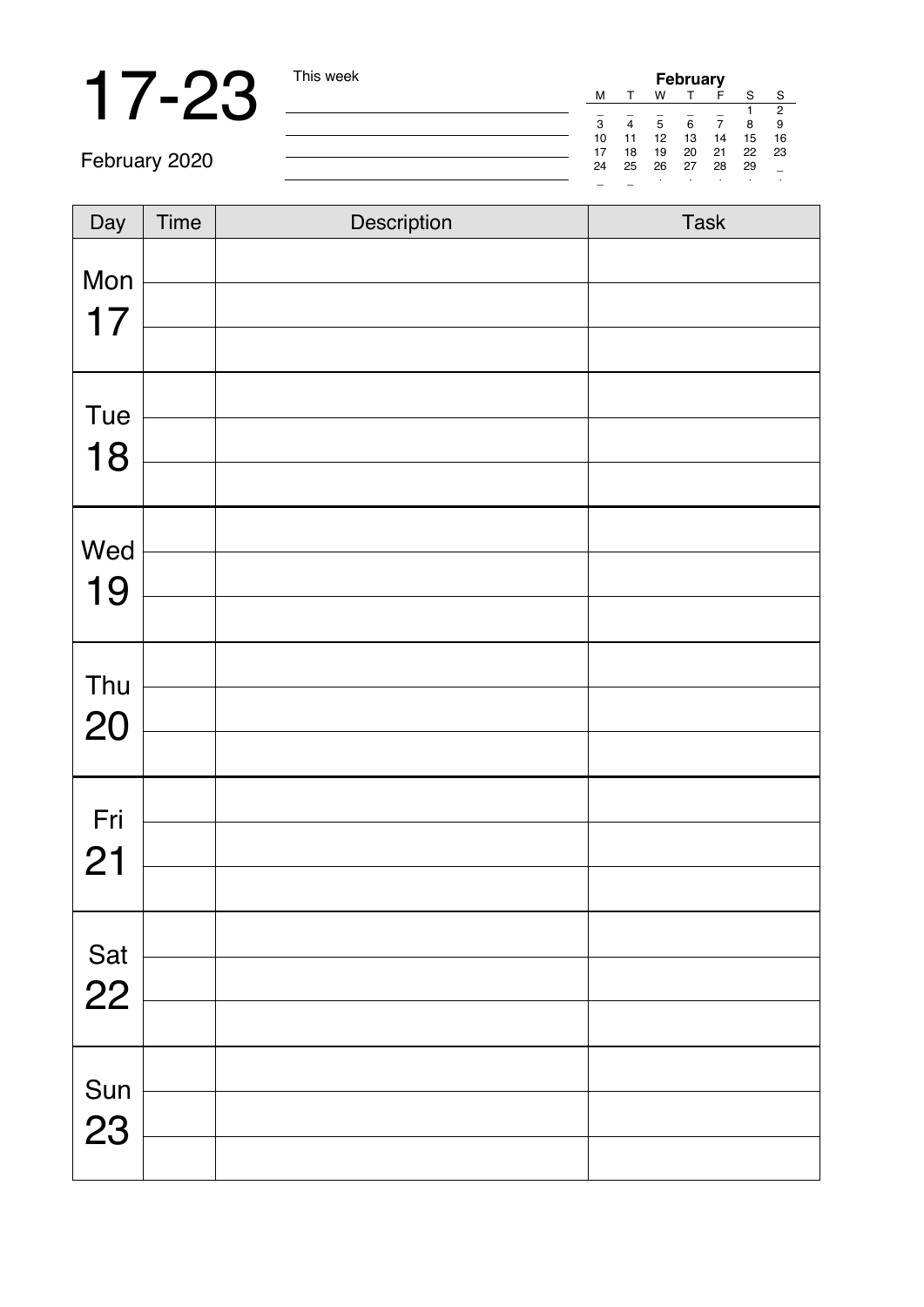# 17-23

February 2020

This week

| February | | | | | | |
|---|---|---|---|---|---|---|
| M | T | W | T | F | S | S |
| _ | _ | _ | _ | _ | 1 | 2 |
| 3 | 4 | 5 | 6 | 7 | 8 | 9 |
| 10 | 11 | 12 | 13 | 14 | 15 | 16 |
| 17 | 18 | 19 | 20 | 21 | 22 | 23 |
| 24 | 25 | 26 | 27 | 28 | 29 | _ |

| Day | Time | Description | Task |
|---|---|---|---|
| Mon 17 | | | |
| | | | |
| | | | |
| Tue 18 | | | |
| | | | |
| | | | |
| Wed 19 | | | |
| | | | |
| | | | |
| Thu 20 | | | |
| | | | |
| | | | |
| Fri 21 | | | |
| | | | |
| | | | |
| Sat 22 | | | |
| | | | |
| | | | |
| Sun 23 | | | |
| | | | |
| | | | |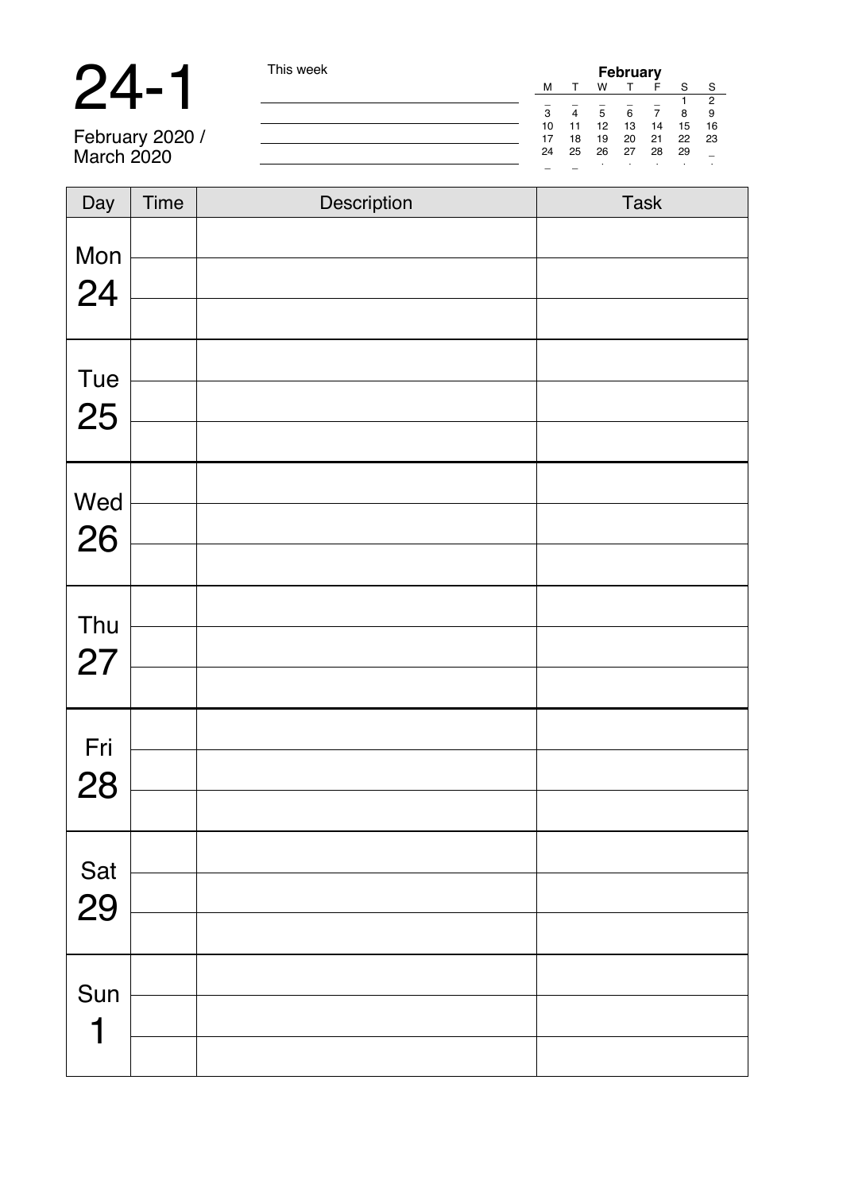# 24-1

February 2020 /
March 2020

This week

| February | | | | | | |
|---|---|---|---|---|---|---|
| M | T | W | T | F | S | S |
| _ | _ | _ | _ | _ | 1 | 2 |
| 3 | 4 | 5 | 6 | 7 | 8 | 9 |
| 10 | 11 | 12 | 13 | 14 | 15 | 16 |
| 17 | 18 | 19 | 20 | 21 | 22 | 23 |
| 24 | 25 | 26 | 27 | 28 | 29 | _ |
| _ | _ | . | . | . | . | . |

| Day | Time | Description | Task |
|---|---|---|---|
| Mon 24 | | | |
| | | | |
| | | | |
| Tue 25 | | | |
| | | | |
| | | | |
| Wed 26 | | | |
| | | | |
| | | | |
| Thu 27 | | | |
| | | | |
| | | | |
| Fri 28 | | | |
| | | | |
| | | | |
| Sat 29 | | | |
| | | | |
| | | | |
| Sun 1 | | | |
| | | | |
| | | | |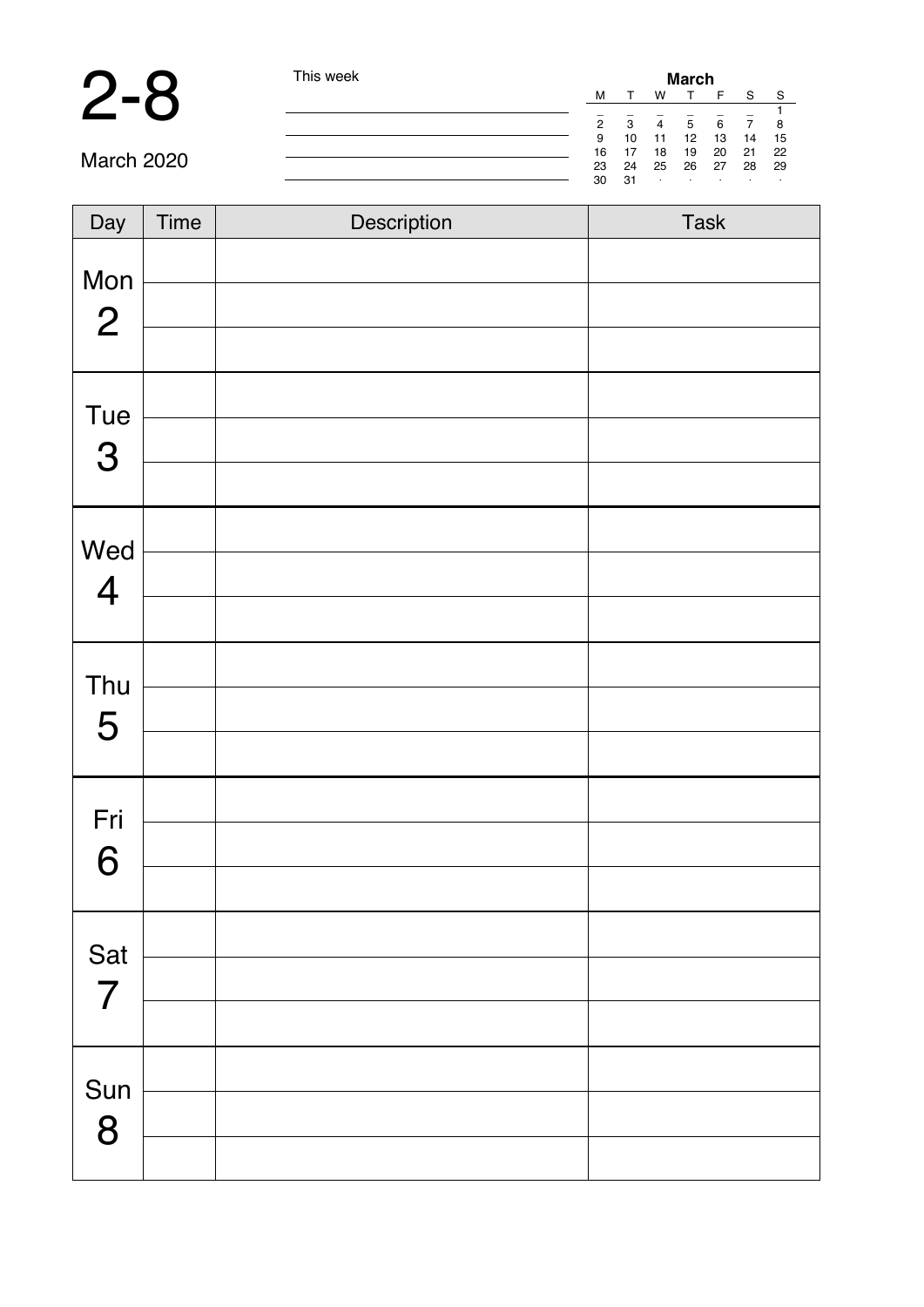# 2-8

March 2020

This week

| March | | | | | | |
|---|---|---|---|---|---|---|
| M | T | W | T | F | S | S |
| _ | _ | _ | _ | _ | _ | 1 |
| 2 | 3 | 4 | 5 | 6 | 7 | 8 |
| 9 | 10 | 11 | 12 | 13 | 14 | 15 |
| 16 | 17 | 18 | 19 | 20 | 21 | 22 |
| 23 | 24 | 25 | 26 | 27 | 28 | 29 |
| 30 | 31 | · | · | · | · | · |

| Day | Time | Description | Task |
|---|---|---|---|
| Mon 2 | | | |
| | | | |
| | | | |
| Tue 3 | | | |
| | | | |
| | | | |
| Wed 4 | | | |
| | | | |
| | | | |
| Thu 5 | | | |
| | | | |
| | | | |
| Fri 6 | | | |
| | | | |
| | | | |
| Sat 7 | | | |
| | | | |
| | | | |
| Sun 8 | | | |
| | | | |
| | | | |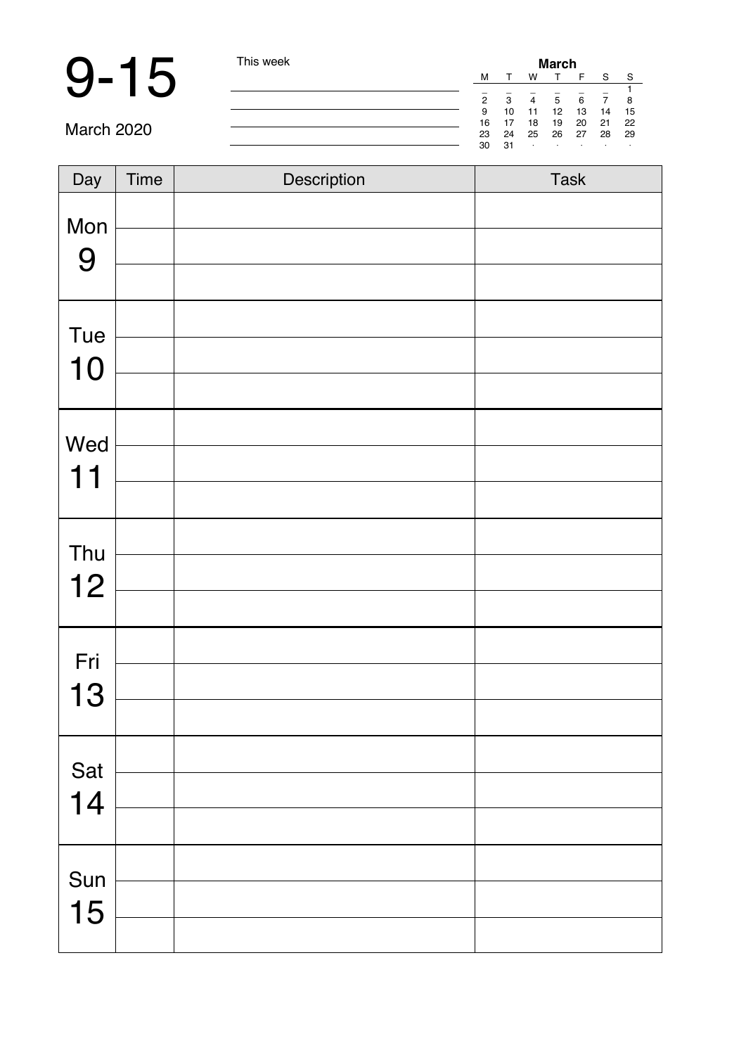# 9-15

March 2020

This week

| | | | | | | |
|---|---|---|---|---|---|---|
| **March** | | | | | | |
| M | T | W | T | F | S | S |
| _ | _ | _ | _ | _ | _ | 1 |
| 2 | 3 | 4 | 5 | 6 | 7 | 8 |
| 9 | 10 | 11 | 12 | 13 | 14 | 15 |
| 16 | 17 | 18 | 19 | 20 | 21 | 22 |
| 23 | 24 | 25 | 26 | 27 | 28 | 29 |
| 30 | 31 | · | · | · | · | · |

| Day | Time | Description | Task |
|---|---|---|---|
| Mon 9 | | | |
| | | | |
| | | | |
| Tue 10 | | | |
| | | | |
| | | | |
| Wed 11 | | | |
| | | | |
| | | | |
| Thu 12 | | | |
| | | | |
| | | | |
| Fri 13 | | | |
| | | | |
| | | | |
| Sat 14 | | | |
| | | | |
| | | | |
| Sun 15 | | | |
| | | | |
| | | | |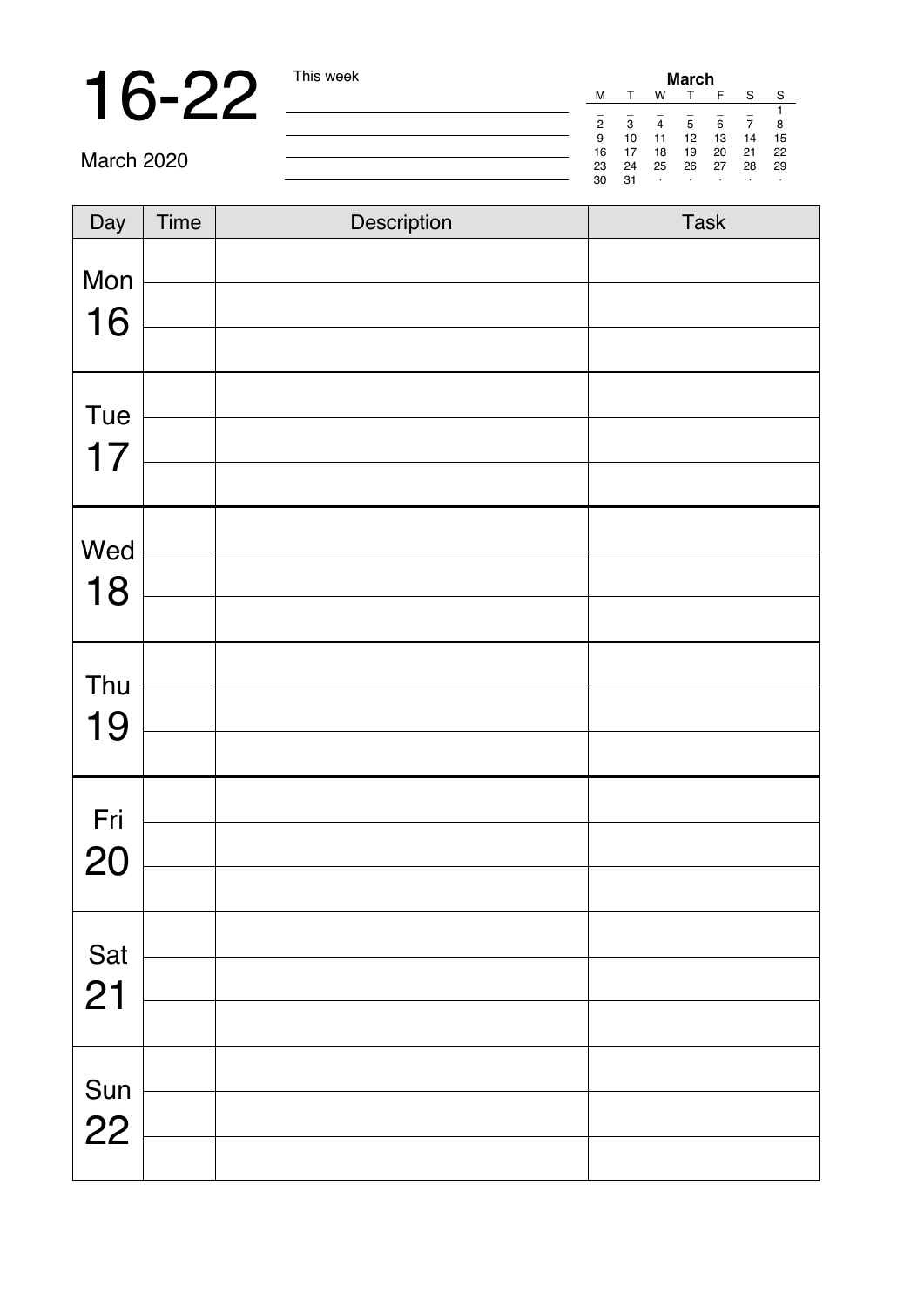# 16-22

March 2020

This week

| | | | |
|---|---|---|---|

**March**

| M | T | W | T | F | S | S |
|---|---|---|---|---|---|---|
| _ | _ | _ | _ | _ | _ | 1 |
| 2 | 3 | 4 | 5 | 6 | 7 | 8 |
| 9 | 10 | 11 | 12 | 13 | 14 | 15 |
| 16 | 17 | 18 | 19 | 20 | 21 | 22 |
| 23 | 24 | 25 | 26 | 27 | 28 | 29 |
| 30 | 31 | · | · | · | · | · |

| Day | Time | Description | Task |
|---|---|---|---|
| Mon 16 | | | |
| | | | |
| | | | |
| Tue 17 | | | |
| | | | |
| | | | |
| Wed 18 | | | |
| | | | |
| | | | |
| Thu 19 | | | |
| | | | |
| | | | |
| Fri 20 | | | |
| | | | |
| | | | |
| Sat 21 | | | |
| | | | |
| | | | |
| Sun 22 | | | |
| | | | |
| | | | |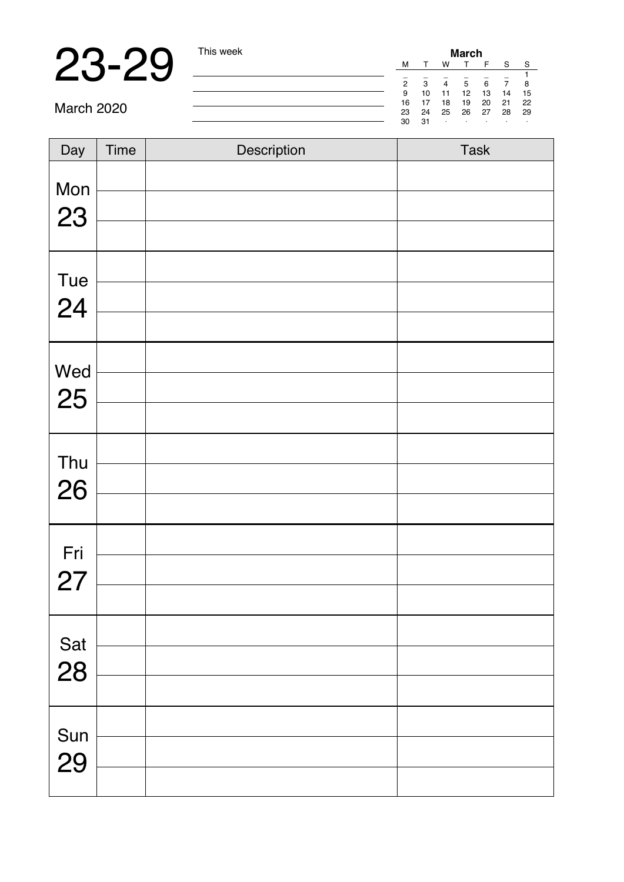# 23-29

March 2020

This week

| March | | | | | | |
|---|---|---|---|---|---|---|
| M | T | W | T | F | S | S |
| _ | _ | _ | _ | _ | _ | 1 |
| 2 | 3 | 4 | 5 | 6 | 7 | 8 |
| 9 | 10 | 11 | 12 | 13 | 14 | 15 |
| 16 | 17 | 18 | 19 | 20 | 21 | 22 |
| 23 | 24 | 25 | 26 | 27 | 28 | 29 |
| 30 | 31 | · | · | · | · | · |

| Day | Time | Description | Task |
|---|---|---|---|
| Mon 23 | | | |
| | | | |
| | | | |
| Tue 24 | | | |
| | | | |
| | | | |
| Wed 25 | | | |
| | | | |
| | | | |
| Thu 26 | | | |
| | | | |
| | | | |
| Fri 27 | | | |
| | | | |
| | | | |
| Sat 28 | | | |
| | | | |
| | | | |
| Sun 29 | | | |
| | | | |
| | | | |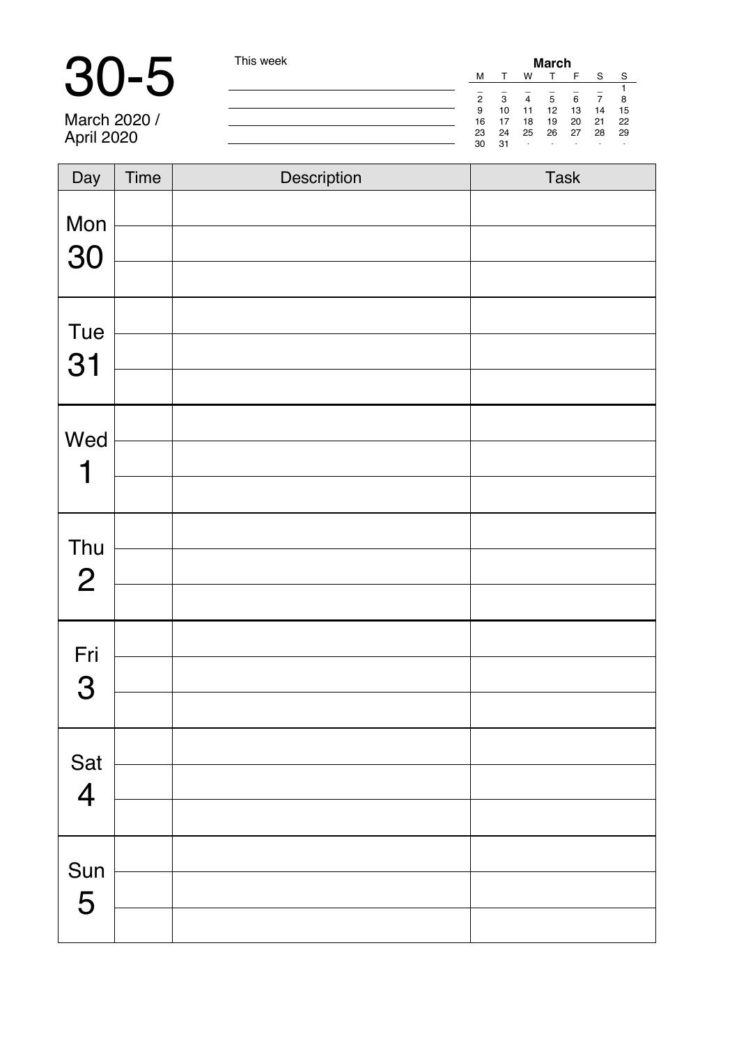# 30-5

March 2020 /
April 2020

This week

| March | | | | | | |
|---|---|---|---|---|---|---|
| M | T | W | T | F | S | S |
| _ | _ | _ | _ | _ | _ | 1 |
| 2 | 3 | 4 | 5 | 6 | 7 | 8 |
| 9 | 10 | 11 | 12 | 13 | 14 | 15 |
| 16 | 17 | 18 | 19 | 20 | 21 | 22 |
| 23 | 24 | 25 | 26 | 27 | 28 | 29 |
| 30 | 31 | · | · | · | · | · |

| Day | Time | Description | Task |
|---|---|---|---|
| Mon 30 | | | |
| | | | |
| | | | |
| Tue 31 | | | |
| | | | |
| | | | |
| Wed 1 | | | |
| | | | |
| | | | |
| Thu 2 | | | |
| | | | |
| | | | |
| Fri 3 | | | |
| | | | |
| | | | |
| Sat 4 | | | |
| | | | |
| | | | |
| Sun 5 | | | |
| | | | |
| | | | |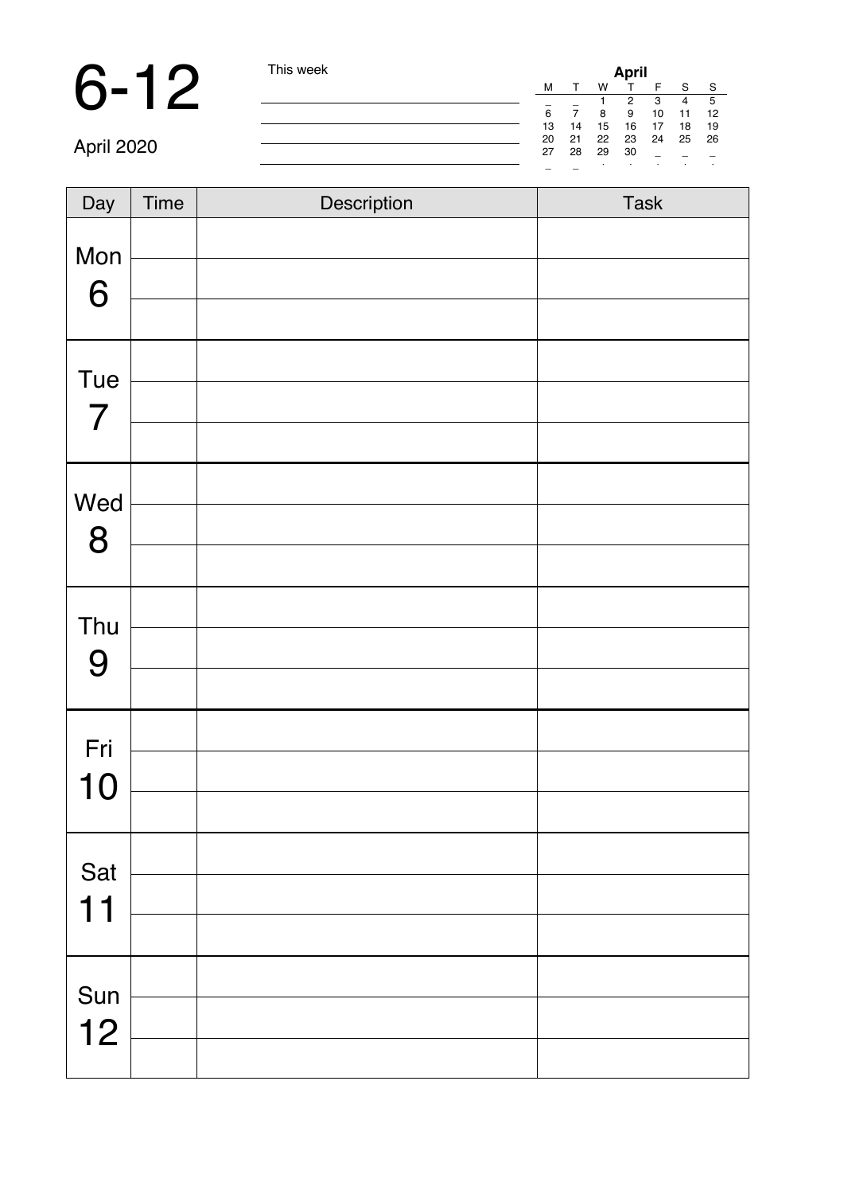# 6-12

April 2020

This week

**April**

| M | T | W | T | F | S | S |
|---|---|---|---|---|---|---|
| _ | _ | 1 | 2 | 3 | 4 | 5 |
| 6 | 7 | 8 | 9 | 10 | 11 | 12 |
| 13 | 14 | 15 | 16 | 17 | 18 | 19 |
| 20 | 21 | 22 | 23 | 24 | 25 | 26 |
| 27 | 28 | 29 | 30 | _ | _ | _ |
| _ | _ | . | . | . | . | . |

| Day | Time | Description | Task |
|---|---|---|---|
| Mon 6 | | | |
| | | | |
| | | | |
| Tue 7 | | | |
| | | | |
| | | | |
| Wed 8 | | | |
| | | | |
| | | | |
| Thu 9 | | | |
| | | | |
| | | | |
| Fri 10 | | | |
| | | | |
| | | | |
| Sat 11 | | | |
| | | | |
| | | | |
| Sun 12 | | | |
| | | | |
| | | | |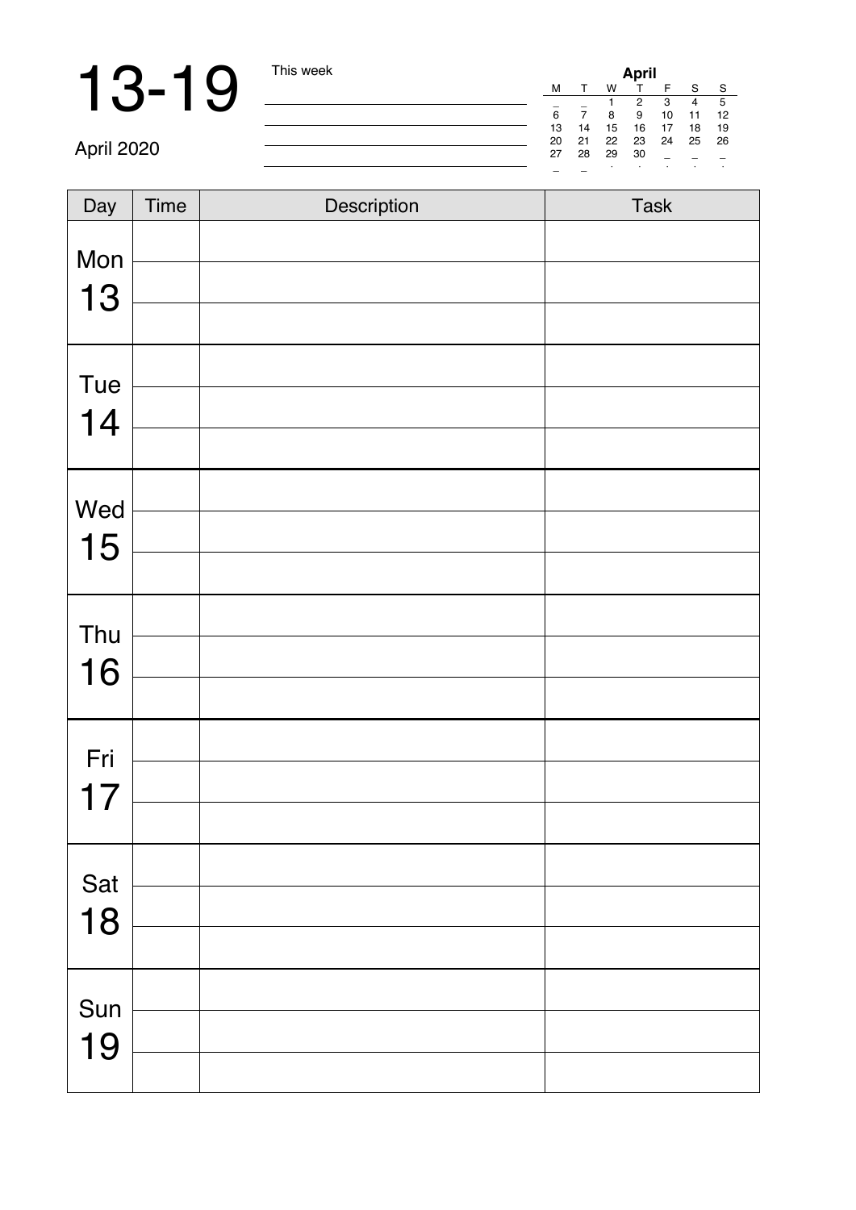# 13-19

April 2020

This week

| **April** | | | | | | |
|---|---|---|---|---|---|---|
| M | T | W | T | F | S | S |
| _ | _ | 1 | 2 | 3 | 4 | 5 |
| 6 | 7 | 8 | 9 | 10 | 11 | 12 |
| 13 | 14 | 15 | 16 | 17 | 18 | 19 |
| 20 | 21 | 22 | 23 | 24 | 25 | 26 |
| 27 | 28 | 29 | 30 | _ | _ | _ |
| _ | _ | . | . | . | . | . |

| Day | Time | Description | Task |
|---|---|---|---|
| Mon 13 | | | |
| | | | |
| | | | |
| Tue 14 | | | |
| | | | |
| | | | |
| Wed 15 | | | |
| | | | |
| | | | |
| Thu 16 | | | |
| | | | |
| | | | |
| Fri 17 | | | |
| | | | |
| | | | |
| Sat 18 | | | |
| | | | |
| | | | |
| Sun 19 | | | |
| | | | |
| | | | |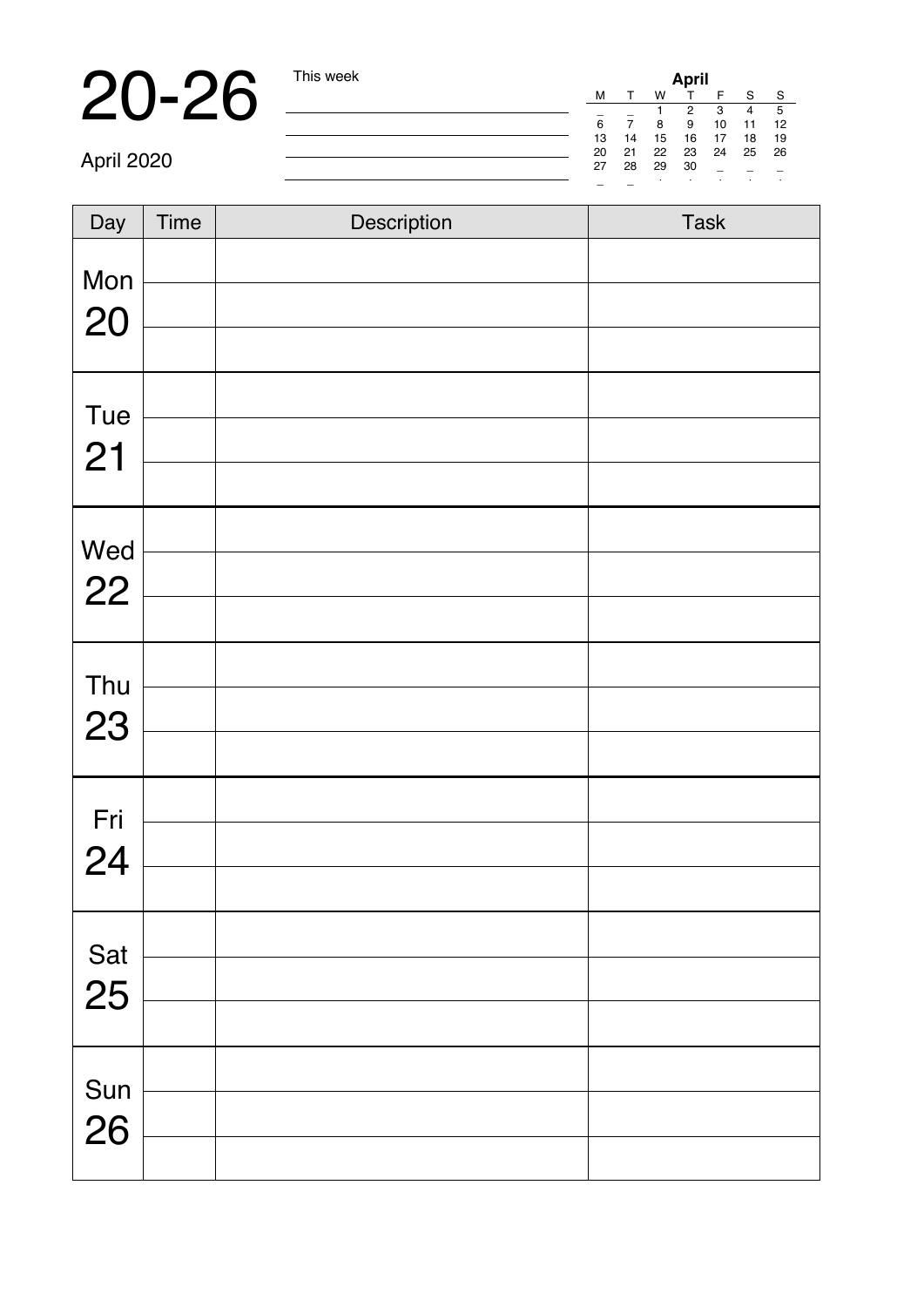# 20-26

April 2020

This week

| April | | | | | | |
|---|---|---|---|---|---|---|
| M | T | W | T | F | S | S |
| _ | _ | 1 | 2 | 3 | 4 | 5 |
| 6 | 7 | 8 | 9 | 10 | 11 | 12 |
| 13 | 14 | 15 | 16 | 17 | 18 | 19 |
| 20 | 21 | 22 | 23 | 24 | 25 | 26 |
| 27 | 28 | 29 | 30 | _ | _ | _ |

| Day | Time | Description | Task |
|---|---|---|---|
| Mon 20 | | | |
| | | | |
| | | | |
| Tue 21 | | | |
| | | | |
| | | | |
| Wed 22 | | | |
| | | | |
| | | | |
| Thu 23 | | | |
| | | | |
| | | | |
| Fri 24 | | | |
| | | | |
| | | | |
| Sat 25 | | | |
| | | | |
| | | | |
| Sun 26 | | | |
| | | | |
| | | | |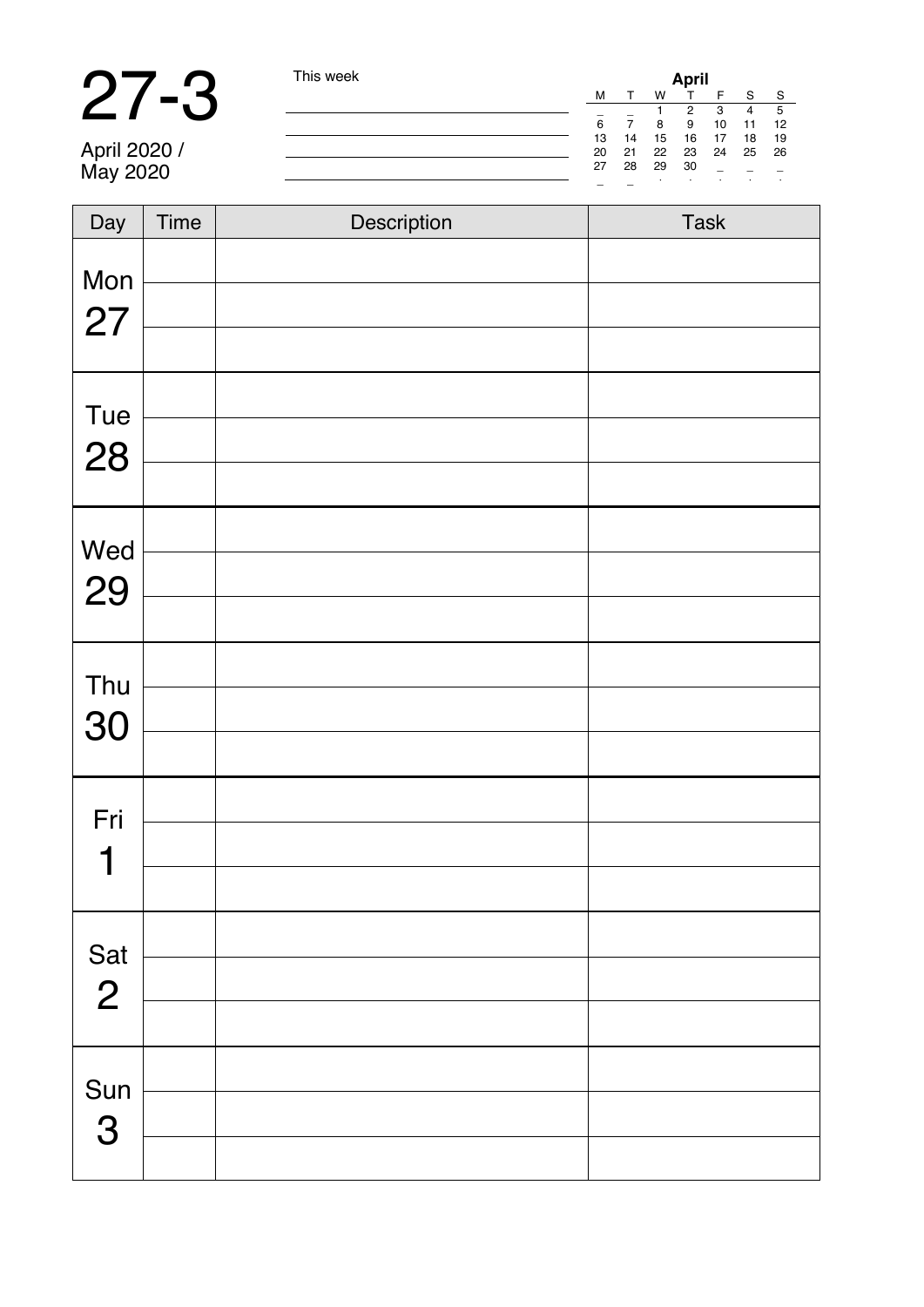# 27-3

April 2020 /
May 2020

This week

**April**

| M | T | W | T | F | S | S |
|---|---|---|---|---|---|---|
| _ | _ | 1 | 2 | 3 | 4 | 5 |
| 6 | 7 | 8 | 9 | 10 | 11 | 12 |
| 13 | 14 | 15 | 16 | 17 | 18 | 19 |
| 20 | 21 | 22 | 23 | 24 | 25 | 26 |
| 27 | 28 | 29 | 30 | _ | _ | _ |
| _ | _ | . | . | . | . | . |

| Day | Time | Description | Task |
|---|---|---|---|
| Mon 27 | | | |
| | | | |
| | | | |
| Tue 28 | | | |
| | | | |
| | | | |
| Wed 29 | | | |
| | | | |
| | | | |
| Thu 30 | | | |
| | | | |
| | | | |
| Fri 1 | | | |
| | | | |
| | | | |
| Sat 2 | | | |
| | | | |
| | | | |
| Sun 3 | | | |
| | | | |
| | | | |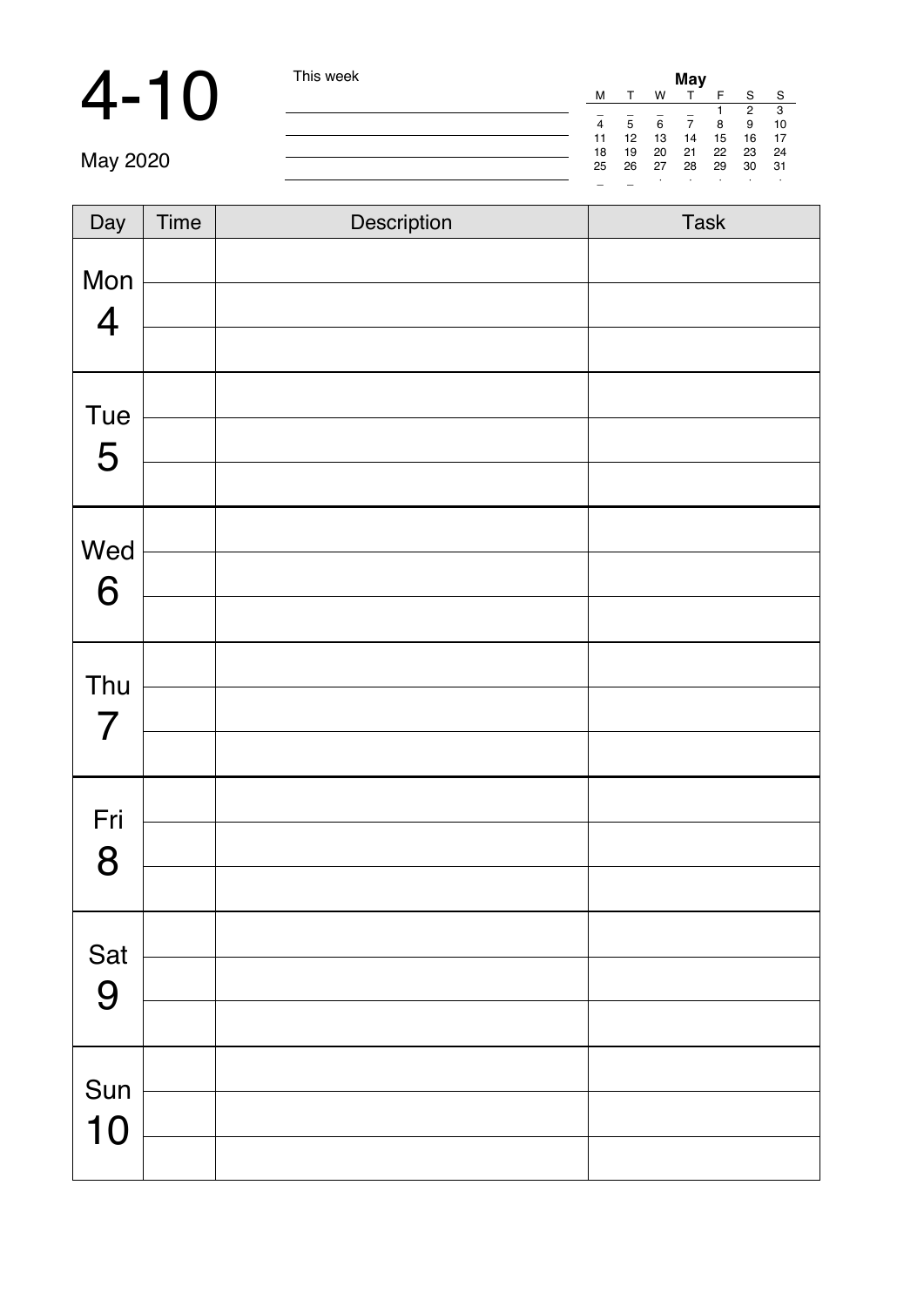# 4-10

May 2020

This week

| May | | | | | | |
|---|---|---|---|---|---|---|
| M | T | W | T | F | S | S |
| | | | | 1 | 2 | 3 |
| 4 | 5 | 6 | 7 | 8 | 9 | 10 |
| 11 | 12 | 13 | 14 | 15 | 16 | 17 |
| 18 | 19 | 20 | 21 | 22 | 23 | 24 |
| 25 | 26 | 27 | 28 | 29 | 30 | 31 |

| Day | Time | Description | Task |
|---|---|---|---|
| Mon 4 | | | |
| | | | |
| | | | |
| Tue 5 | | | |
| | | | |
| | | | |
| Wed 6 | | | |
| | | | |
| | | | |
| Thu 7 | | | |
| | | | |
| | | | |
| Fri 8 | | | |
| | | | |
| | | | |
| Sat 9 | | | |
| | | | |
| | | | |
| Sun 10 | | | |
| | | | |
| | | | |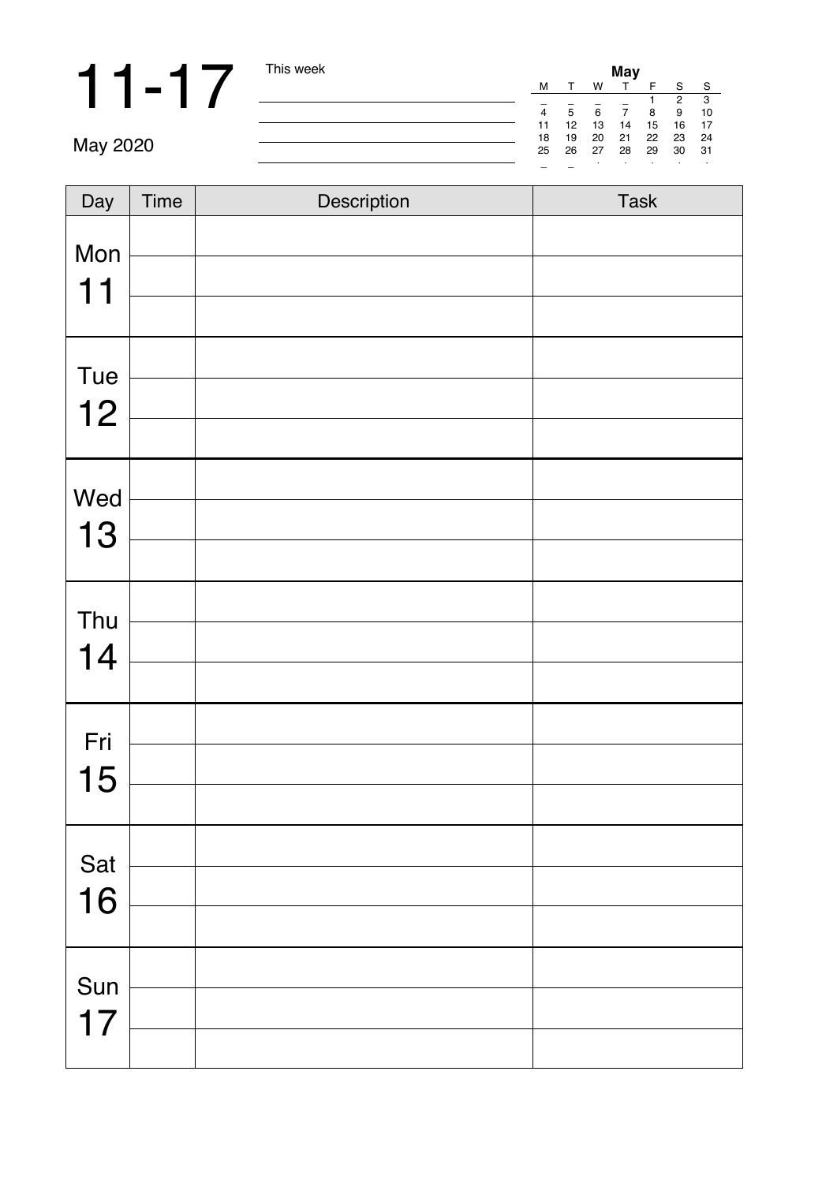# 11-17

May 2020

This week

______________________________

______________________________

______________________________

______________________________

**May**

| M | T | W | T | F | S | S |
|---|---|---|---|---|---|---|
| _ | _ | _ | _ | 1 | 2 | 3 |
| 4 | 5 | 6 | 7 | 8 | 9 | 10 |
| 11 | 12 | 13 | 14 | 15 | 16 | 17 |
| 18 | 19 | 20 | 21 | 22 | 23 | 24 |
| 25 | 26 | 27 | 28 | 29 | 30 | 31 |

| Day | Time | Description | Task |
|---|---|---|---|
| Mon 11 | | | |
| | | | |
| | | | |
| Tue 12 | | | |
| | | | |
| | | | |
| Wed 13 | | | |
| | | | |
| | | | |
| Thu 14 | | | |
| | | | |
| | | | |
| Fri 15 | | | |
| | | | |
| | | | |
| Sat 16 | | | |
| | | | |
| | | | |
| Sun 17 | | | |
| | | | |
| | | | |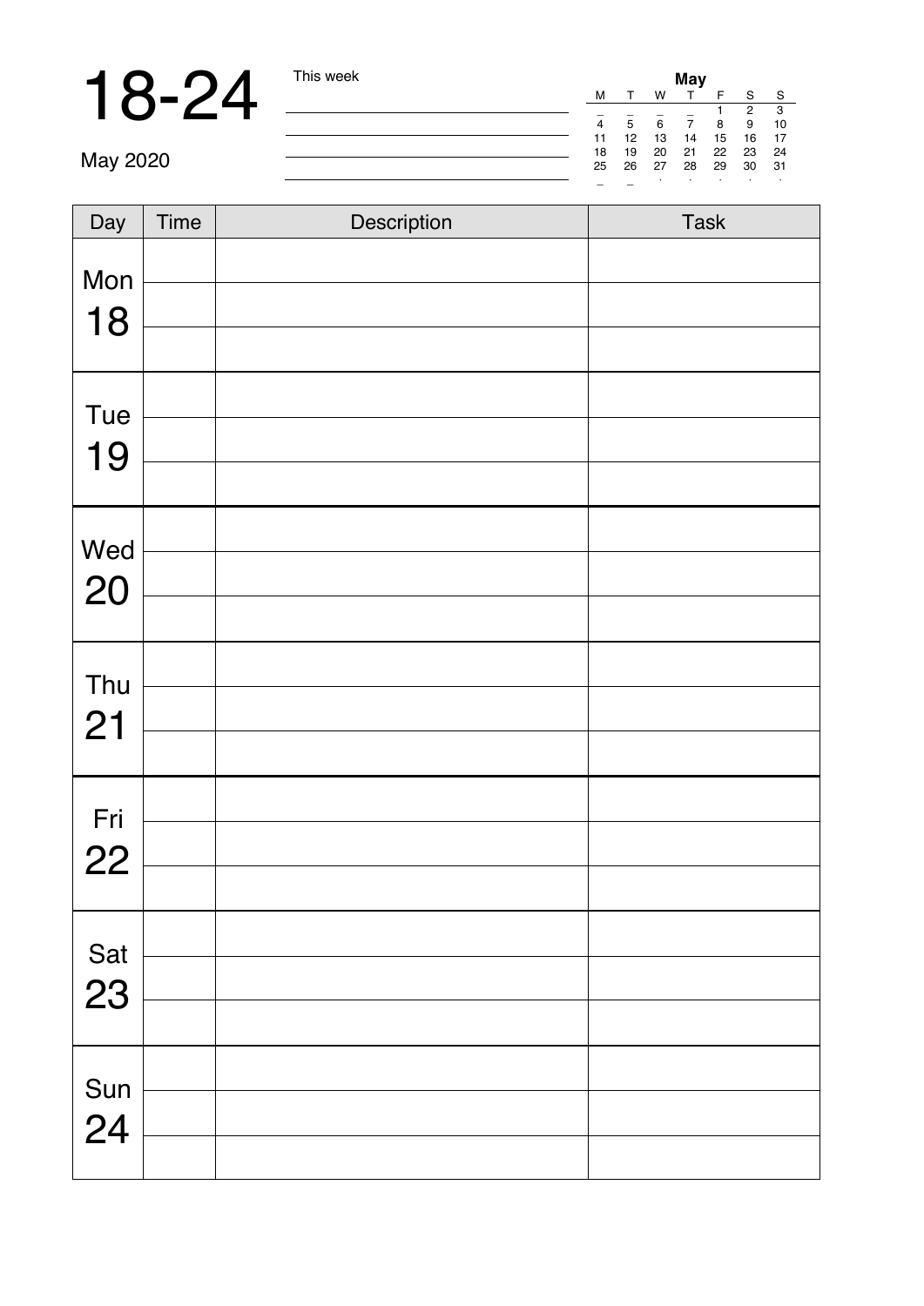# 18-24

May 2020

This week

| May | | | | | | |
|---|---|---|---|---|---|---|
| M | T | W | T | F | S | S |
| | | | | 1 | 2 | 3 |
| 4 | 5 | 6 | 7 | 8 | 9 | 10 |
| 11 | 12 | 13 | 14 | 15 | 16 | 17 |
| 18 | 19 | 20 | 21 | 22 | 23 | 24 |
| 25 | 26 | 27 | 28 | 29 | 30 | 31 |

| Day | Time | Description | Task |
|---|---|---|---|
| Mon 18 | | | |
| | | | |
| | | | |
| Tue 19 | | | |
| | | | |
| | | | |
| Wed 20 | | | |
| | | | |
| | | | |
| Thu 21 | | | |
| | | | |
| | | | |
| Fri 22 | | | |
| | | | |
| | | | |
| Sat 23 | | | |
| | | | |
| | | | |
| Sun 24 | | | |
| | | | |
| | | | |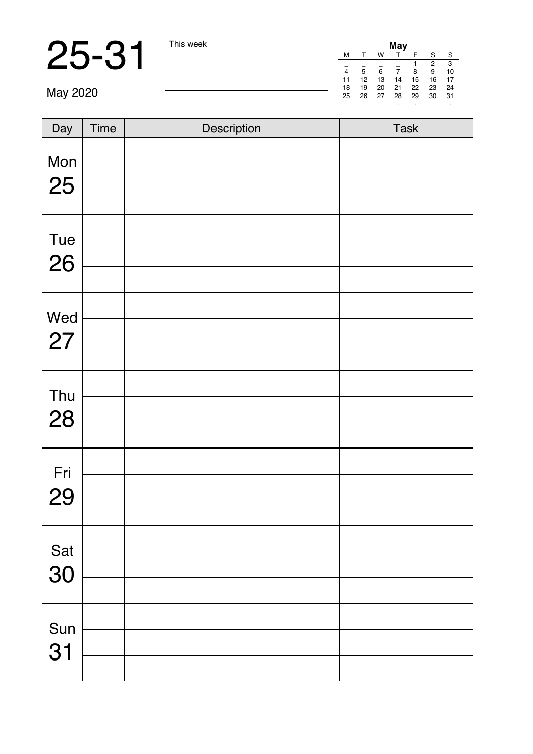# 25-31

May 2020

This week

**May**

| M | T | W | T | F | S | S |
|---|---|---|---|---|---|---|
| _ | _ | _ | _ | 1 | 2 | 3 |
| 4 | 5 | 6 | 7 | 8 | 9 | 10 |
| 11 | 12 | 13 | 14 | 15 | 16 | 17 |
| 18 | 19 | 20 | 21 | 22 | 23 | 24 |
| 25 | 26 | 27 | 28 | 29 | 30 | 31 |
| _ | _ | . | . | . | . | . |

| Day | Time | Description | Task |
|---|---|---|---|
| Mon 25 | | | |
| | | | |
| | | | |
| Tue 26 | | | |
| | | | |
| | | | |
| Wed 27 | | | |
| | | | |
| | | | |
| Thu 28 | | | |
| | | | |
| | | | |
| Fri 29 | | | |
| | | | |
| | | | |
| Sat 30 | | | |
| | | | |
| | | | |
| Sun 31 | | | |
| | | | |
| | | | |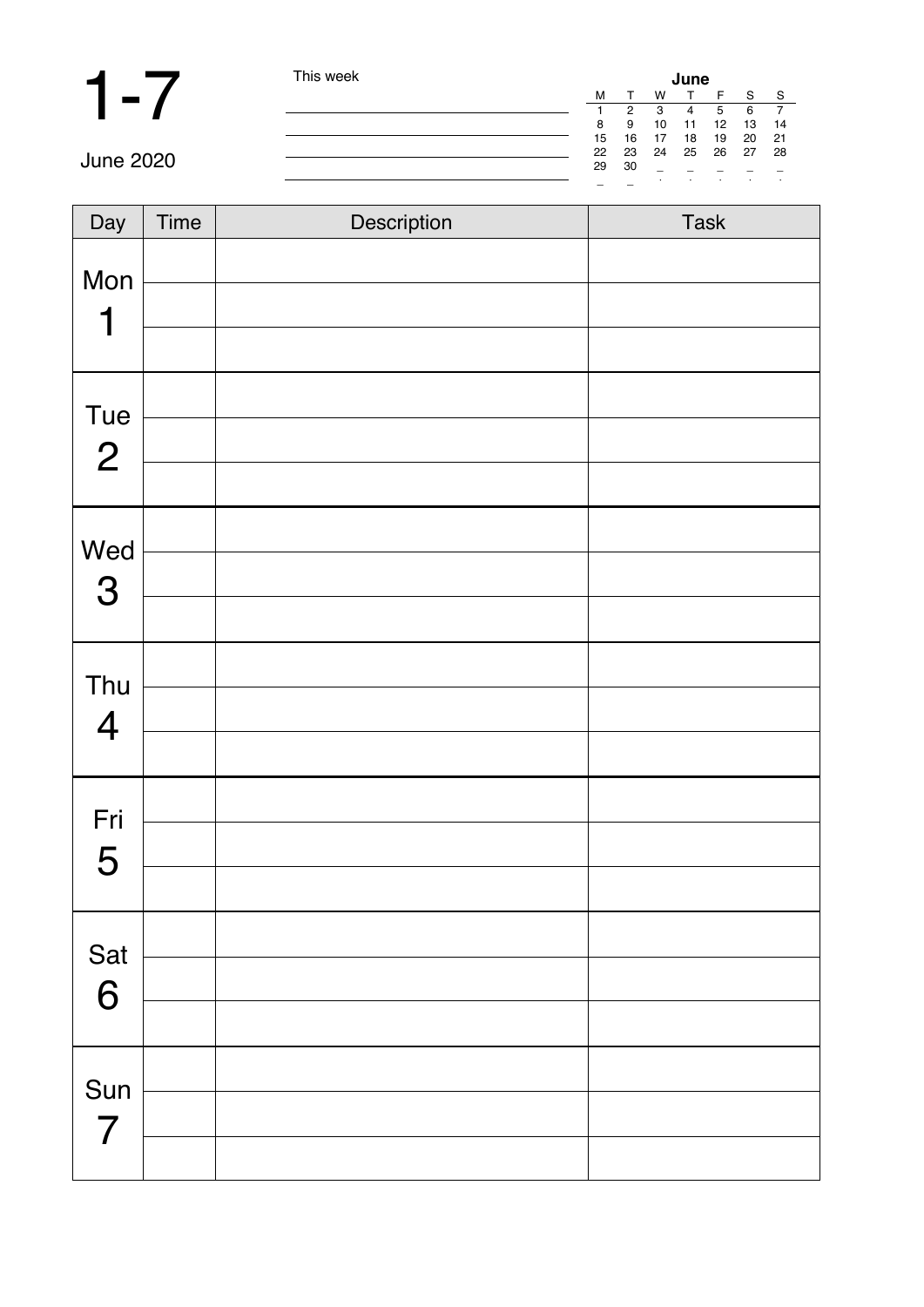# 1-7

June 2020

This week

| June | | | | | | |
|---|---|---|---|---|---|---|
| M | T | W | T | F | S | S |
| 1 | 2 | 3 | 4 | 5 | 6 | 7 |
| 8 | 9 | 10 | 11 | 12 | 13 | 14 |
| 15 | 16 | 17 | 18 | 19 | 20 | 21 |
| 22 | 23 | 24 | 25 | 26 | 27 | 28 |
| 29 | 30 | | | | | |

| Day | Time | Description | Task |
|---|---|---|---|
| Mon 1 | | | |
| | | | |
| | | | |
| Tue 2 | | | |
| | | | |
| | | | |
| Wed 3 | | | |
| | | | |
| | | | |
| Thu 4 | | | |
| | | | |
| | | | |
| Fri 5 | | | |
| | | | |
| | | | |
| Sat 6 | | | |
| | | | |
| | | | |
| Sun 7 | | | |
| | | | |
| | | | |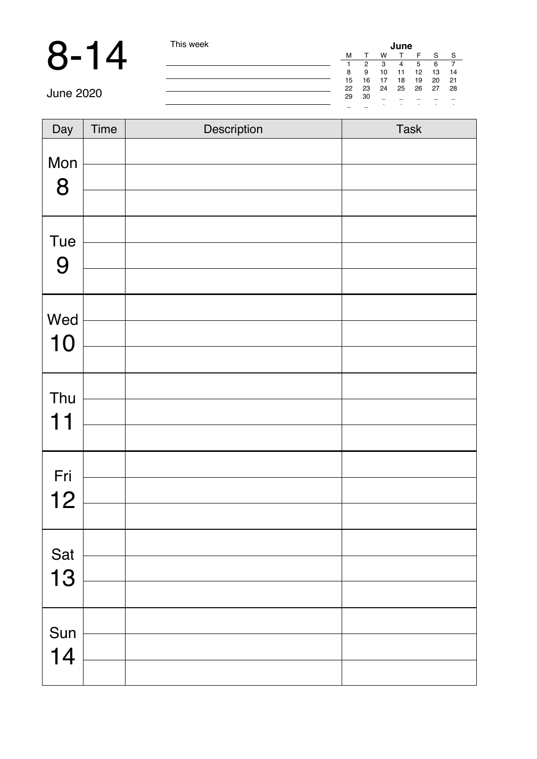# 8-14

June 2020

This week

| June | | | | | | |
|---|---|---|---|---|---|---|
| M | T | W | T | F | S | S |
| 1 | 2 | 3 | 4 | 5 | 6 | 7 |
| 8 | 9 | 10 | 11 | 12 | 13 | 14 |
| 15 | 16 | 17 | 18 | 19 | 20 | 21 |
| 22 | 23 | 24 | 25 | 26 | 27 | 28 |
| 29 | 30 | | | | | |

| Day | Time | Description | Task |
|---|---|---|---|
| Mon 8 | | | |
| | | | |
| | | | |
| Tue 9 | | | |
| | | | |
| | | | |
| Wed 10 | | | |
| | | | |
| | | | |
| Thu 11 | | | |
| | | | |
| | | | |
| Fri 12 | | | |
| | | | |
| | | | |
| Sat 13 | | | |
| | | | |
| | | | |
| Sun 14 | | | |
| | | | |
| | | | |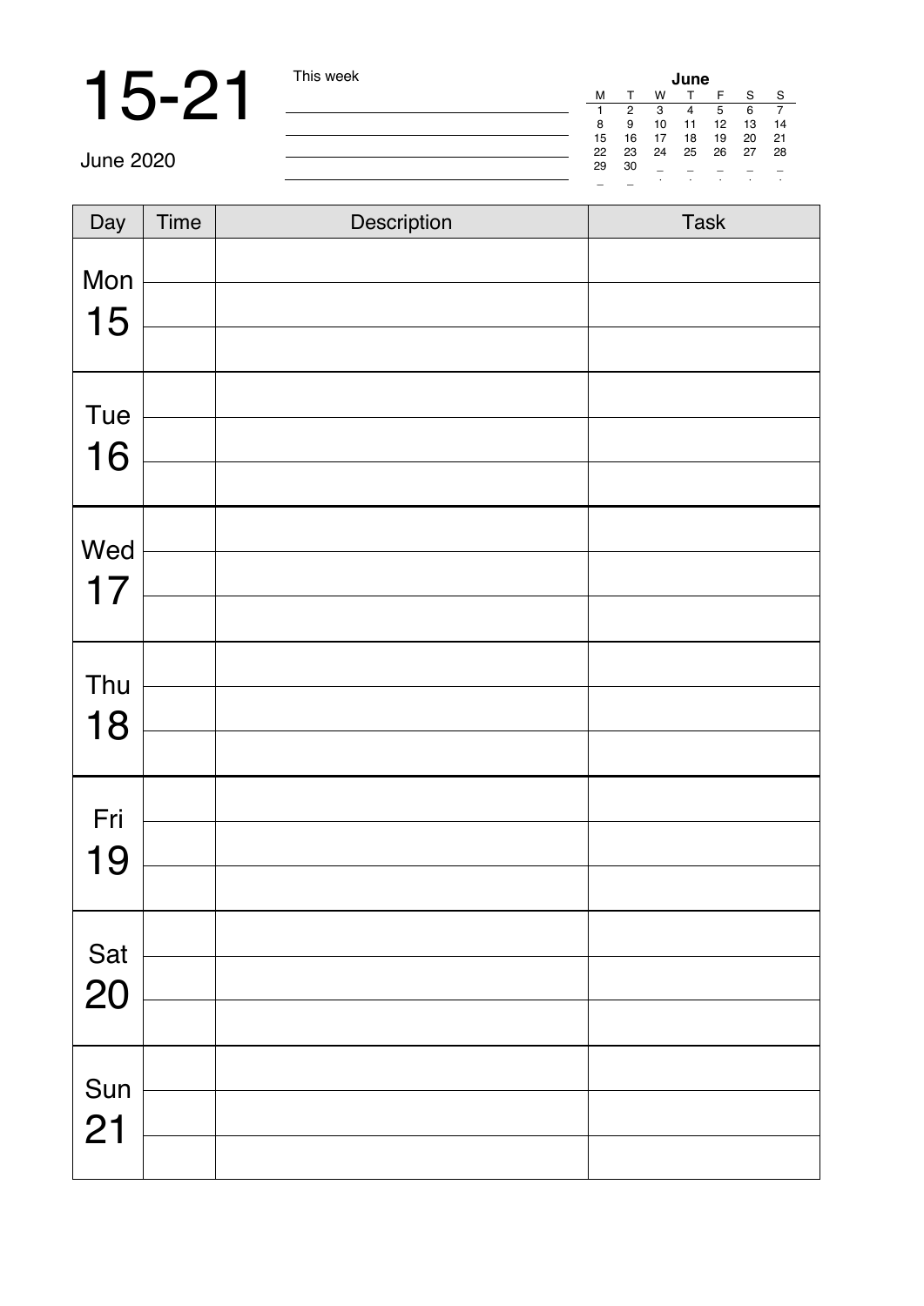# 15-21

June 2020

This week

| June | | | | | | |
|---|---|---|---|---|---|---|
| M | T | W | T | F | S | S |
| 1 | 2 | 3 | 4 | 5 | 6 | 7 |
| 8 | 9 | 10 | 11 | 12 | 13 | 14 |
| 15 | 16 | 17 | 18 | 19 | 20 | 21 |
| 22 | 23 | 24 | 25 | 26 | 27 | 28 |
| 29 | 30 | | | | | |

| Day | Time | Description | Task |
|---|---|---|---|
| Mon 15 | | | |
| | | | |
| | | | |
| Tue 16 | | | |
| | | | |
| | | | |
| Wed 17 | | | |
| | | | |
| | | | |
| Thu 18 | | | |
| | | | |
| | | | |
| Fri 19 | | | |
| | | | |
| | | | |
| Sat 20 | | | |
| | | | |
| | | | |
| Sun 21 | | | |
| | | | |
| | | | |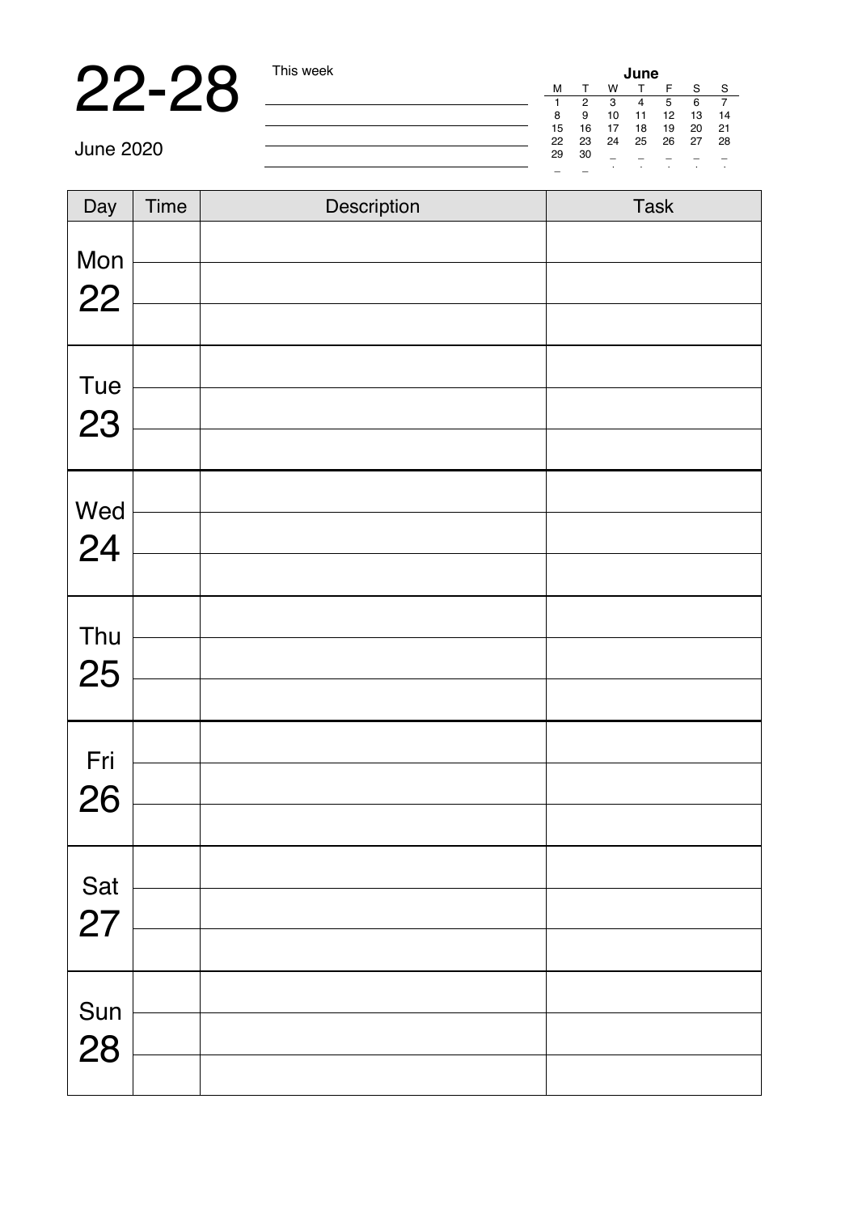# 22-28

June 2020

This week

| June | | | | | | |
|---|---|---|---|---|---|---|
| M | T | W | T | F | S | S |
| 1 | 2 | 3 | 4 | 5 | 6 | 7 |
| 8 | 9 | 10 | 11 | 12 | 13 | 14 |
| 15 | 16 | 17 | 18 | 19 | 20 | 21 |
| 22 | 23 | 24 | 25 | 26 | 27 | 28 |
| 29 | 30 | | | | | |

| Day | Time | Description | Task |
|---|---|---|---|
| Mon 22 | | | |
| | | | |
| | | | |
| Tue 23 | | | |
| | | | |
| | | | |
| Wed 24 | | | |
| | | | |
| | | | |
| Thu 25 | | | |
| | | | |
| | | | |
| Fri 26 | | | |
| | | | |
| | | | |
| Sat 27 | | | |
| | | | |
| | | | |
| Sun 28 | | | |
| | | | |
| | | | |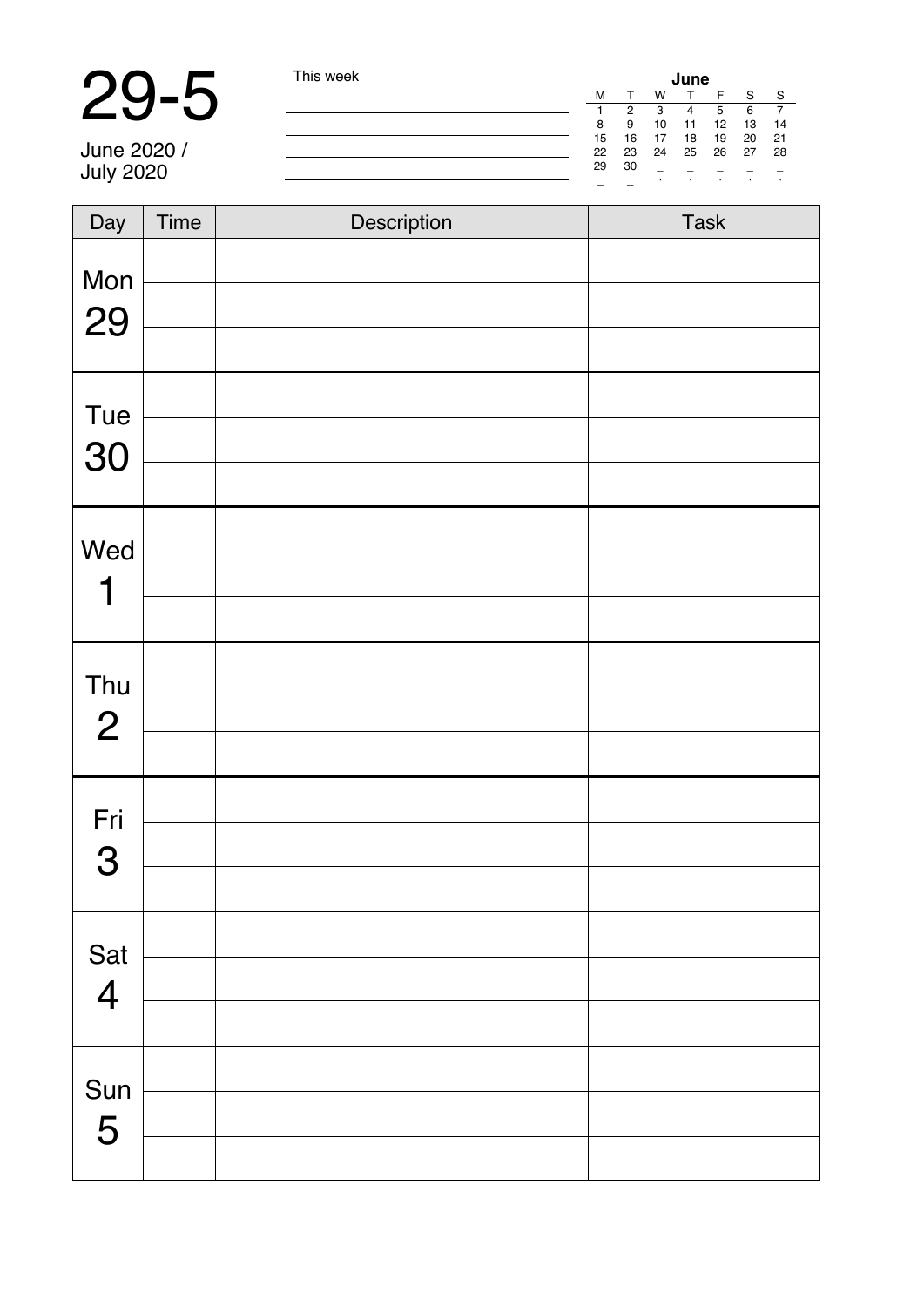# 29-5

June 2020 / July 2020

This week

______________________________

______________________________

______________________________

______________________________

**June**

| M | T | W | T | F | S | S |
|---|---|---|---|---|---|---|
| 1 | 2 | 3 | 4 | 5 | 6 | 7 |
| 8 | 9 | 10 | 11 | 12 | 13 | 14 |
| 15 | 16 | 17 | 18 | 19 | 20 | 21 |
| 22 | 23 | 24 | 25 | 26 | 27 | 28 |
| 29 | 30 | | | | | |

| Day | Time | Description | Task |
|---|---|---|---|
| Mon 29 | | | |
| | | | |
| | | | |
| Tue 30 | | | |
| | | | |
| | | | |
| Wed 1 | | | |
| | | | |
| | | | |
| Thu 2 | | | |
| | | | |
| | | | |
| Fri 3 | | | |
| | | | |
| | | | |
| Sat 4 | | | |
| | | | |
| | | | |
| Sun 5 | | | |
| | | | |
| | | | |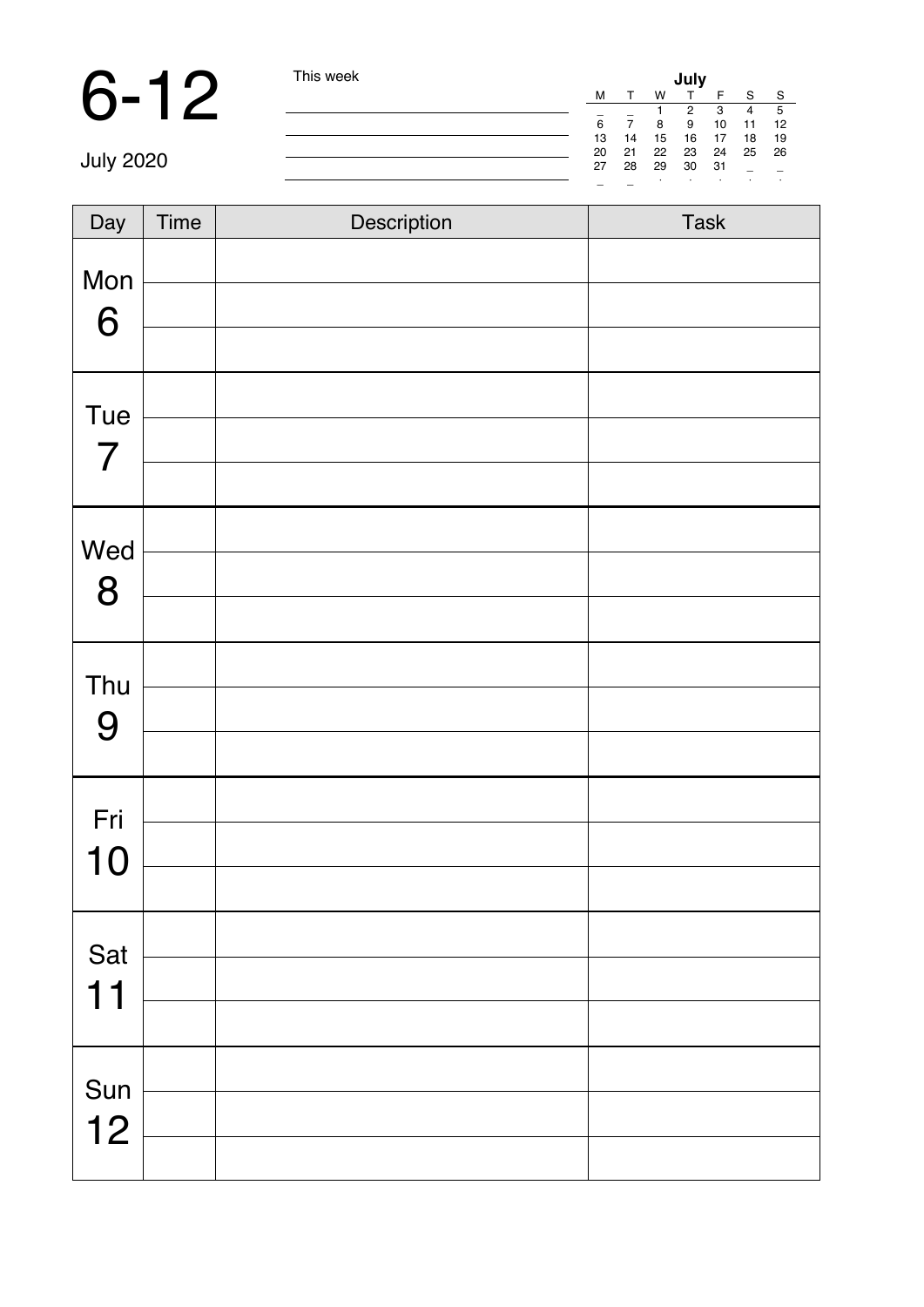# 6-12

July 2020

This week

| **July** | | | | | | |
|---|---|---|---|---|---|---|
| M | T | W | T | F | S | S |
| _ | _ | 1 | 2 | 3 | 4 | 5 |
| 6 | 7 | 8 | 9 | 10 | 11 | 12 |
| 13 | 14 | 15 | 16 | 17 | 18 | 19 |
| 20 | 21 | 22 | 23 | 24 | 25 | 26 |
| 27 | 28 | 29 | 30 | 31 | _ | _ |

| Day | Time | Description | Task |
|---|---|---|---|
| Mon 6 | | | |
| | | | |
| | | | |
| Tue 7 | | | |
| | | | |
| | | | |
| Wed 8 | | | |
| | | | |
| | | | |
| Thu 9 | | | |
| | | | |
| | | | |
| Fri 10 | | | |
| | | | |
| | | | |
| Sat 11 | | | |
| | | | |
| | | | |
| Sun 12 | | | |
| | | | |
| | | | |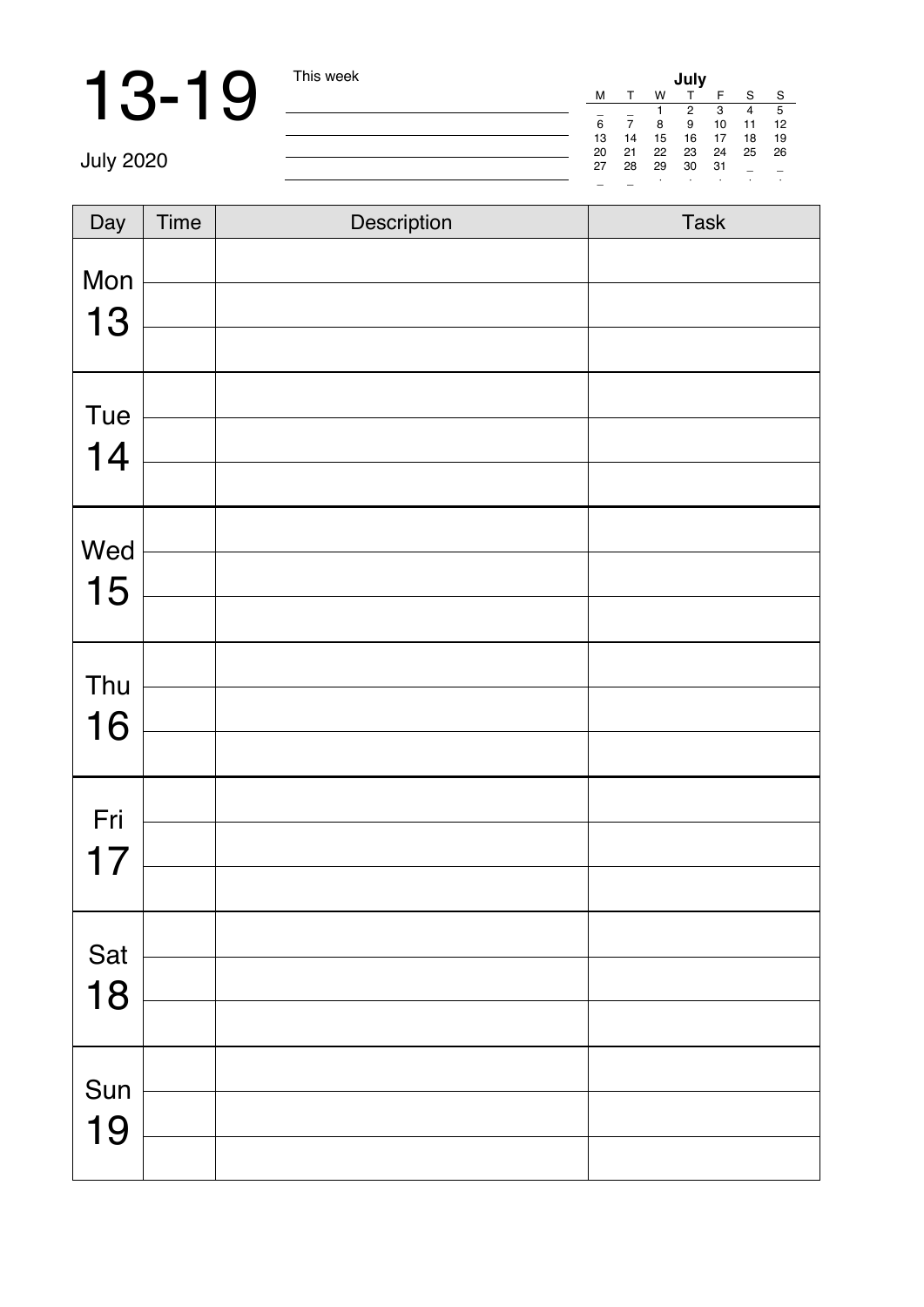# 13-19

July 2020

This week

| July | | | | | | |
|---|---|---|---|---|---|---|
| M | T | W | T | F | S | S |
| _ | _ | 1 | 2 | 3 | 4 | 5 |
| 6 | 7 | 8 | 9 | 10 | 11 | 12 |
| 13 | 14 | 15 | 16 | 17 | 18 | 19 |
| 20 | 21 | 22 | 23 | 24 | 25 | 26 |
| 27 | 28 | 29 | 30 | 31 | _ | _ |

| Day | Time | Description | Task |
|---|---|---|---|
| Mon 13 | | | |
| | | | |
| | | | |
| Tue 14 | | | |
| | | | |
| | | | |
| Wed 15 | | | |
| | | | |
| | | | |
| Thu 16 | | | |
| | | | |
| | | | |
| Fri 17 | | | |
| | | | |
| | | | |
| Sat 18 | | | |
| | | | |
| | | | |
| Sun 19 | | | |
| | | | |
| | | | |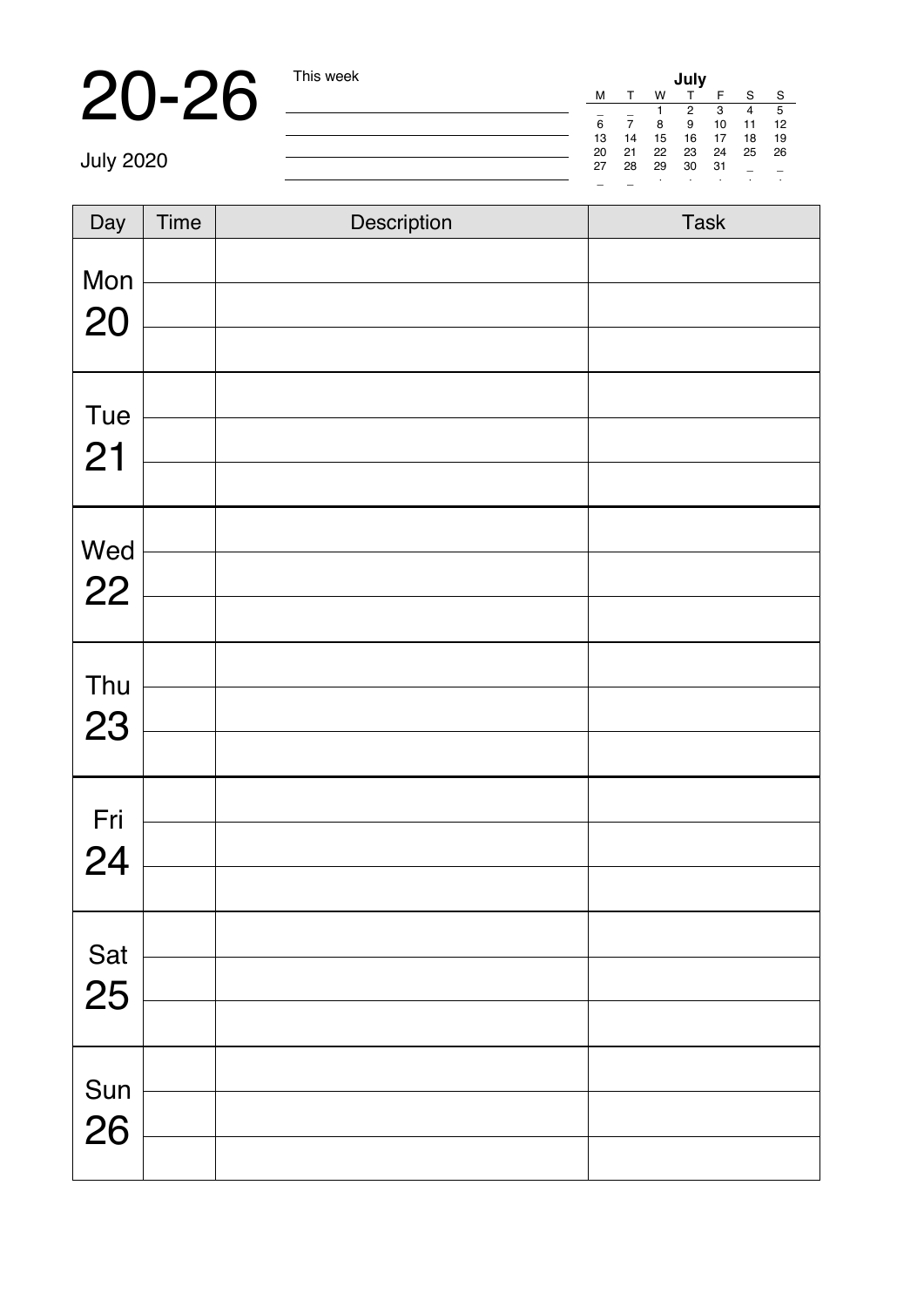# 20-26

July 2020

This week

| July | | | | | | |
|---|---|---|---|---|---|---|
| M | T | W | T | F | S | S |
| _ | _ | 1 | 2 | 3 | 4 | 5 |
| 6 | 7 | 8 | 9 | 10 | 11 | 12 |
| 13 | 14 | 15 | 16 | 17 | 18 | 19 |
| 20 | 21 | 22 | 23 | 24 | 25 | 26 |
| 27 | 28 | 29 | 30 | 31 | _ | _ |

| Day | Time | Description | Task |
|---|---|---|---|
| Mon 20 | | | |
| | | | |
| | | | |
| Tue 21 | | | |
| | | | |
| | | | |
| Wed 22 | | | |
| | | | |
| | | | |
| Thu 23 | | | |
| | | | |
| | | | |
| Fri 24 | | | |
| | | | |
| | | | |
| Sat 25 | | | |
| | | | |
| | | | |
| Sun 26 | | | |
| | | | |
| | | | |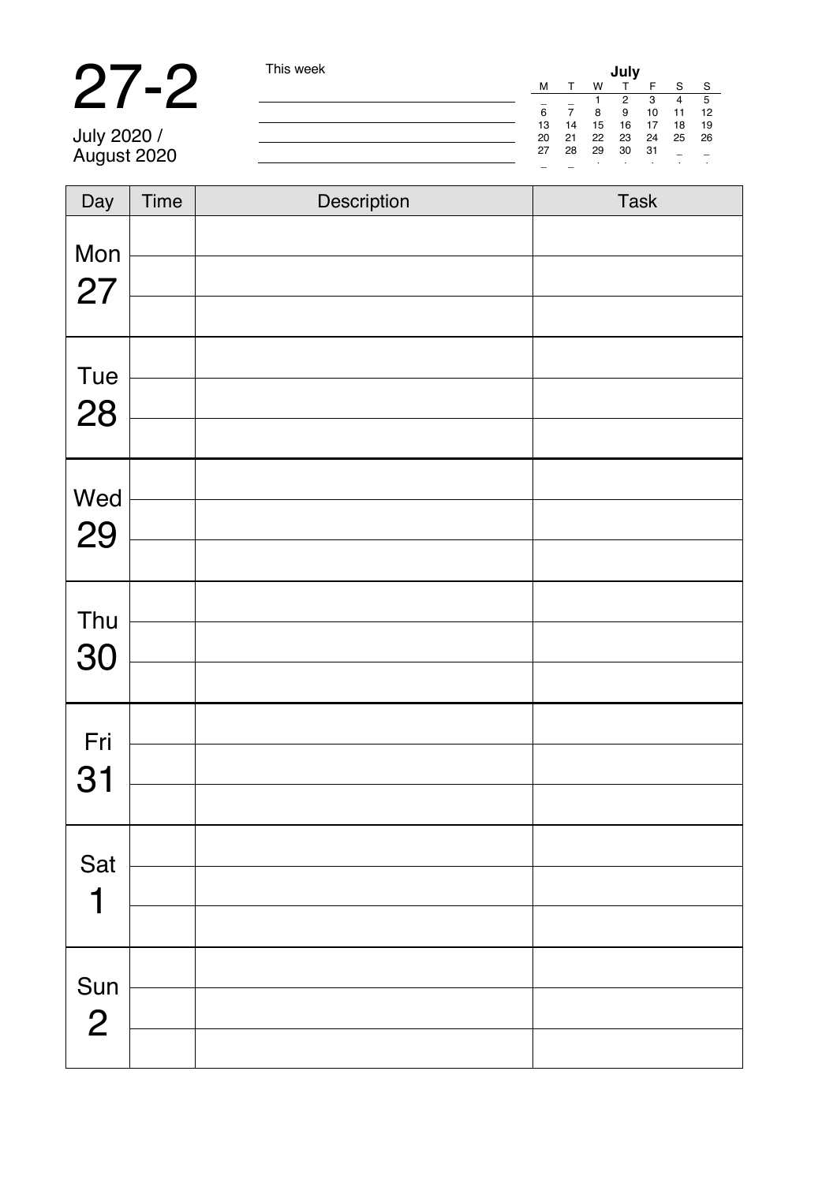# 27-2

July 2020 /
August 2020

This week

| July | | | | | | |
|---|---|---|---|---|---|---|
| M | T | W | T | F | S | S |
| _ | _ | 1 | 2 | 3 | 4 | 5 |
| 6 | 7 | 8 | 9 | 10 | 11 | 12 |
| 13 | 14 | 15 | 16 | 17 | 18 | 19 |
| 20 | 21 | 22 | 23 | 24 | 25 | 26 |
| 27 | 28 | 29 | 30 | 31 | _ | _ |

| Day | Time | Description | Task |
|---|---|---|---|
| Mon 27 | | | |
| | | | |
| | | | |
| Tue 28 | | | |
| | | | |
| | | | |
| Wed 29 | | | |
| | | | |
| | | | |
| Thu 30 | | | |
| | | | |
| | | | |
| Fri 31 | | | |
| | | | |
| | | | |
| Sat 1 | | | |
| | | | |
| | | | |
| Sun 2 | | | |
| | | | |
| | | | |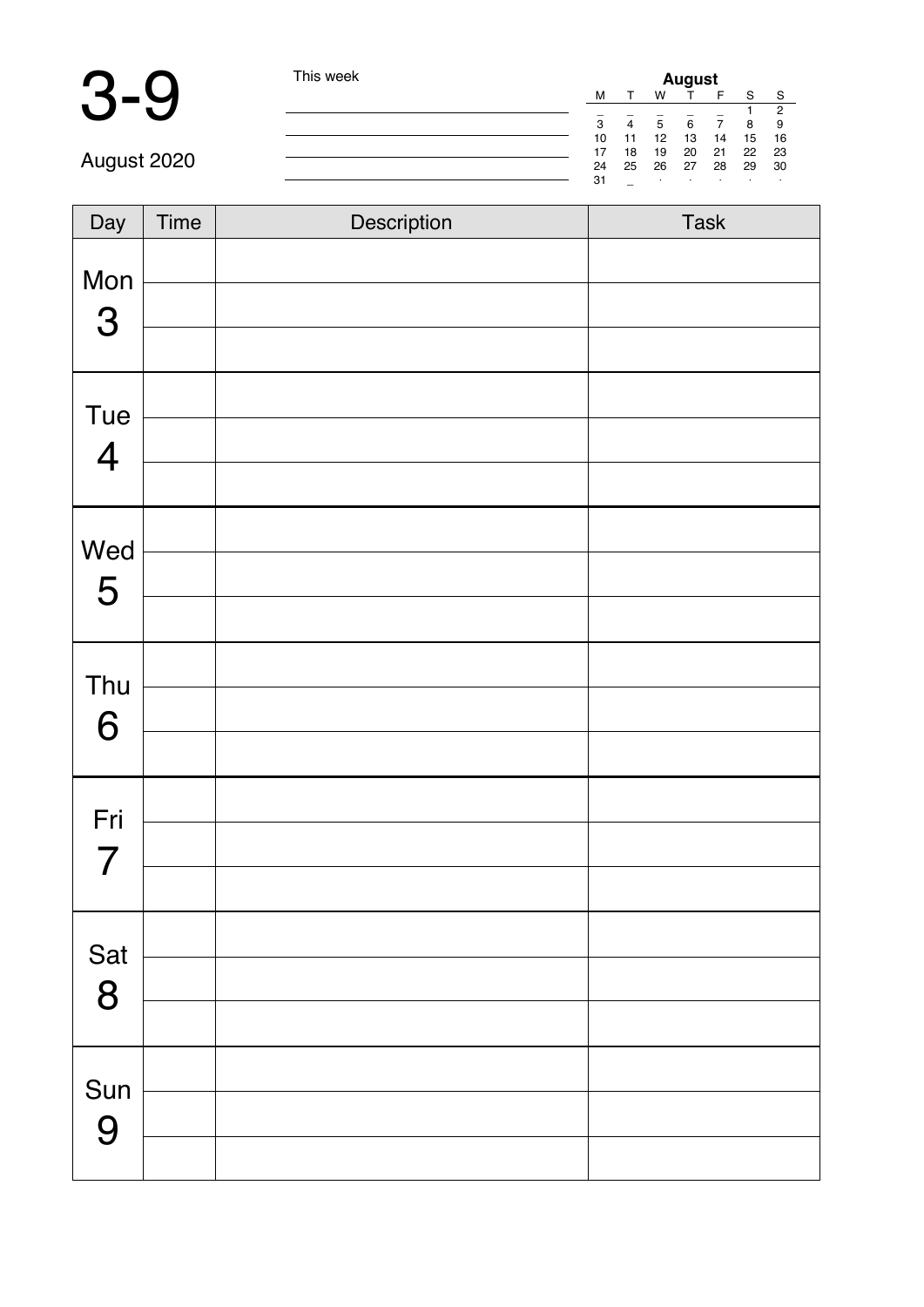# 3-9

August 2020

This week

| August | | | | | | |
|---|---|---|---|---|---|---|
| M | T | W | T | F | S | S |
| _ | _ | _ | _ | _ | 1 | 2 |
| 3 | 4 | 5 | 6 | 7 | 8 | 9 |
| 10 | 11 | 12 | 13 | 14 | 15 | 16 |
| 17 | 18 | 19 | 20 | 21 | 22 | 23 |
| 24 | 25 | 26 | 27 | 28 | 29 | 30 |
| 31 | _ | · | · | · | · | · |

| Day | Time | Description | Task |
|---|---|---|---|
| Mon 3 | | | |
| | | | |
| | | | |
| Tue 4 | | | |
| | | | |
| | | | |
| Wed 5 | | | |
| | | | |
| | | | |
| Thu 6 | | | |
| | | | |
| | | | |
| Fri 7 | | | |
| | | | |
| | | | |
| Sat 8 | | | |
| | | | |
| | | | |
| Sun 9 | | | |
| | | | |
| | | | |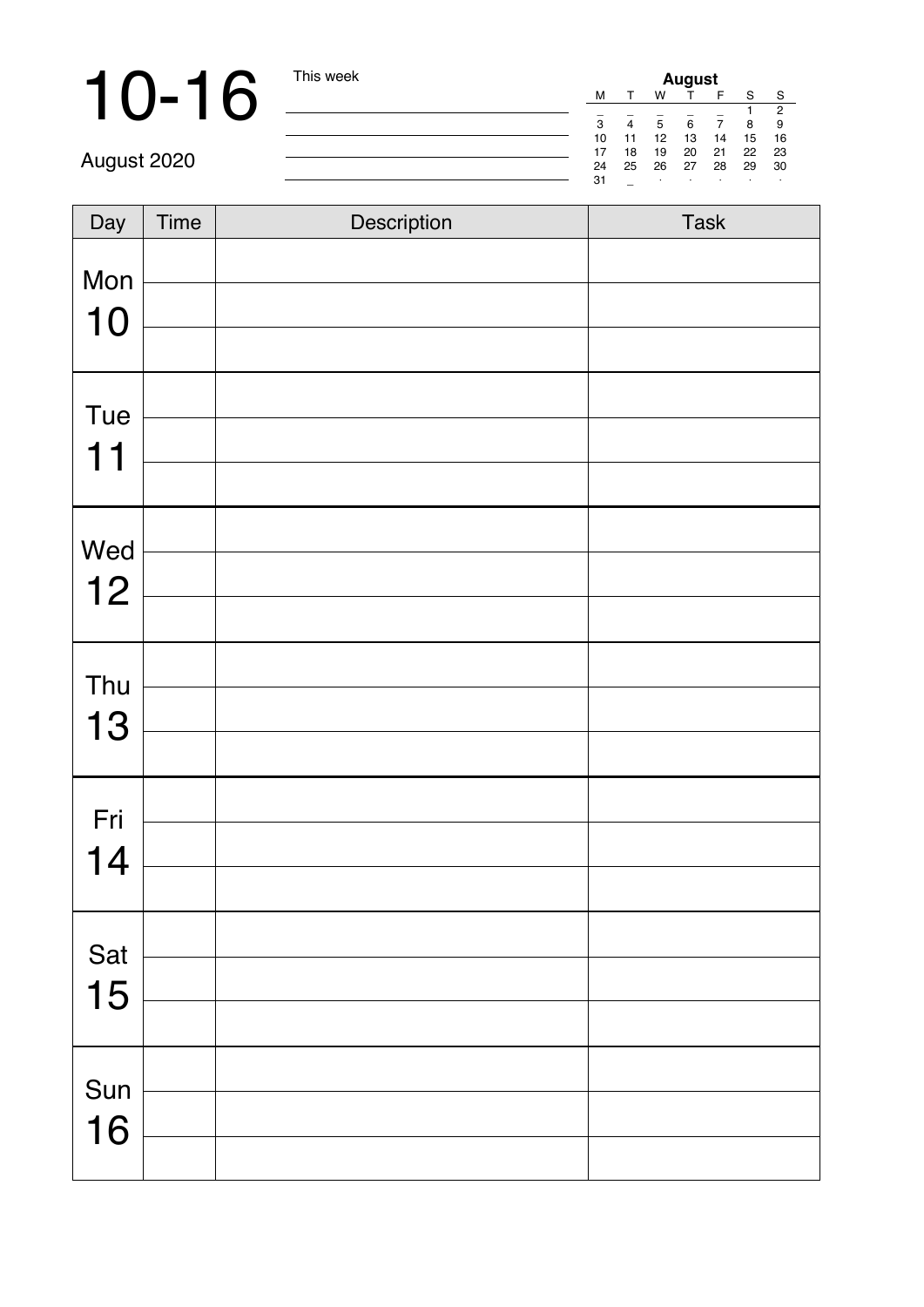# 10-16

August 2020

This week

| August | | | | | | |
|---|---|---|---|---|---|---|
| M | T | W | T | F | S | S |
| _ | _ | _ | _ | _ | 1 | 2 |
| 3 | 4 | 5 | 6 | 7 | 8 | 9 |
| 10 | 11 | 12 | 13 | 14 | 15 | 16 |
| 17 | 18 | 19 | 20 | 21 | 22 | 23 |
| 24 | 25 | 26 | 27 | 28 | 29 | 30 |
| 31 | _ | . | . | . | . | . |

| Day | Time | Description | Task |
|---|---|---|---|
| Mon 10 | | | |
| | | | |
| | | | |
| Tue 11 | | | |
| | | | |
| | | | |
| Wed 12 | | | |
| | | | |
| | | | |
| Thu 13 | | | |
| | | | |
| | | | |
| Fri 14 | | | |
| | | | |
| | | | |
| Sat 15 | | | |
| | | | |
| | | | |
| Sun 16 | | | |
| | | | |
| | | | |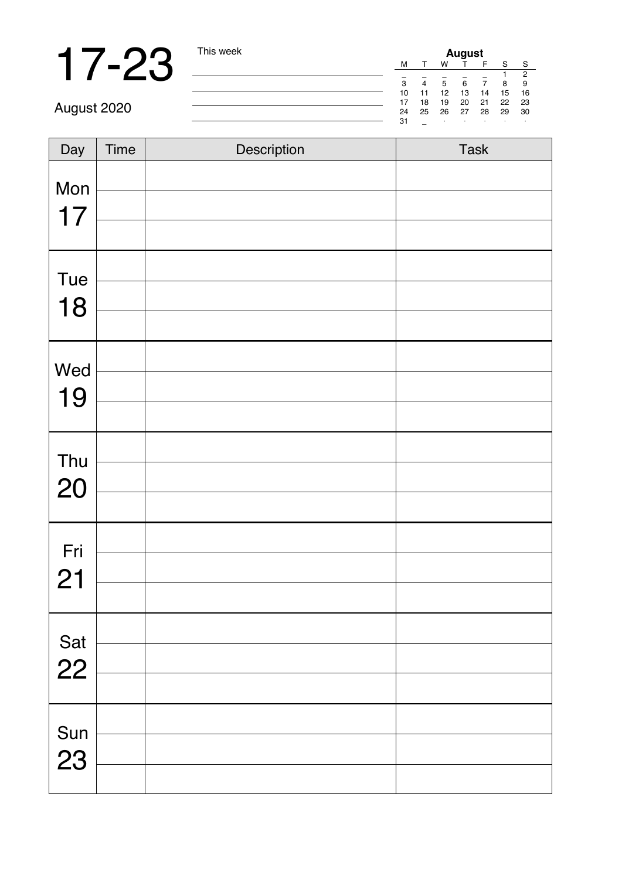# 17-23

August 2020

This week

| August | | | | | | |
|---|---|---|---|---|---|---|
| M | T | W | T | F | S | S |
| _ | _ | _ | _ | _ | 1 | 2 |
| 3 | 4 | 5 | 6 | 7 | 8 | 9 |
| 10 | 11 | 12 | 13 | 14 | 15 | 16 |
| 17 | 18 | 19 | 20 | 21 | 22 | 23 |
| 24 | 25 | 26 | 27 | 28 | 29 | 30 |
| 31 | _ | · | · | · | · | · |

| Day | Time | Description | Task |
|---|---|---|---|
| Mon 17 | | | |
| | | | |
| | | | |
| Tue 18 | | | |
| | | | |
| | | | |
| Wed 19 | | | |
| | | | |
| | | | |
| Thu 20 | | | |
| | | | |
| | | | |
| Fri 21 | | | |
| | | | |
| | | | |
| Sat 22 | | | |
| | | | |
| | | | |
| Sun 23 | | | |
| | | | |
| | | | |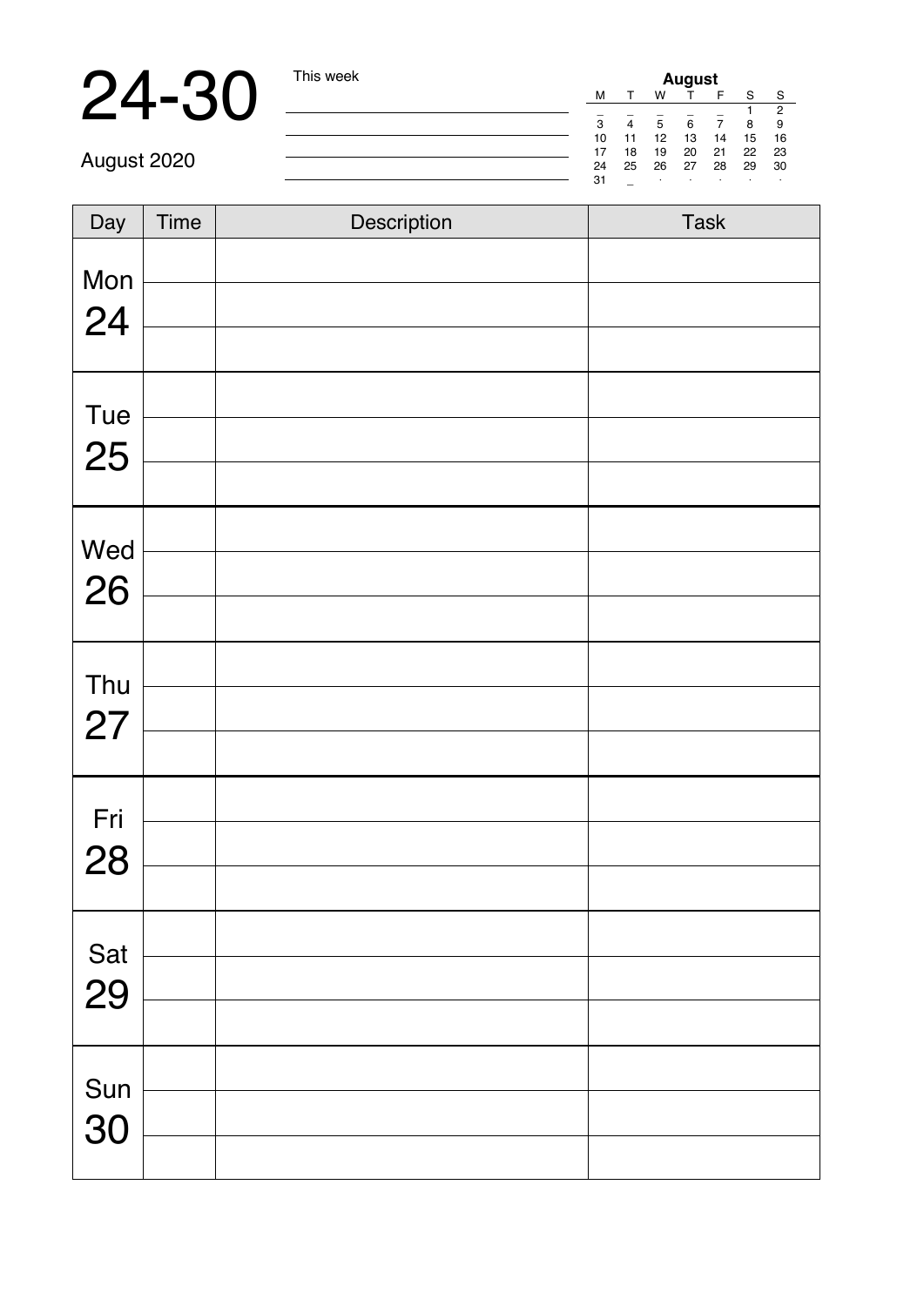# 24-30

August 2020

This week

| August | | | | | | |
|---|---|---|---|---|---|---|
| M | T | W | T | F | S | S |
| _ | _ | _ | _ | _ | 1 | 2 |
| 3 | 4 | 5 | 6 | 7 | 8 | 9 |
| 10 | 11 | 12 | 13 | 14 | 15 | 16 |
| 17 | 18 | 19 | 20 | 21 | 22 | 23 |
| 24 | 25 | 26 | 27 | 28 | 29 | 30 |
| 31 | _ | . | . | . | . | . |

| Day | Time | Description | Task |
|---|---|---|---|
| Mon 24 | | | |
| | | | |
| | | | |
| Tue 25 | | | |
| | | | |
| | | | |
| Wed 26 | | | |
| | | | |
| | | | |
| Thu 27 | | | |
| | | | |
| | | | |
| Fri 28 | | | |
| | | | |
| | | | |
| Sat 29 | | | |
| | | | |
| | | | |
| Sun 30 | | | |
| | | | |
| | | | |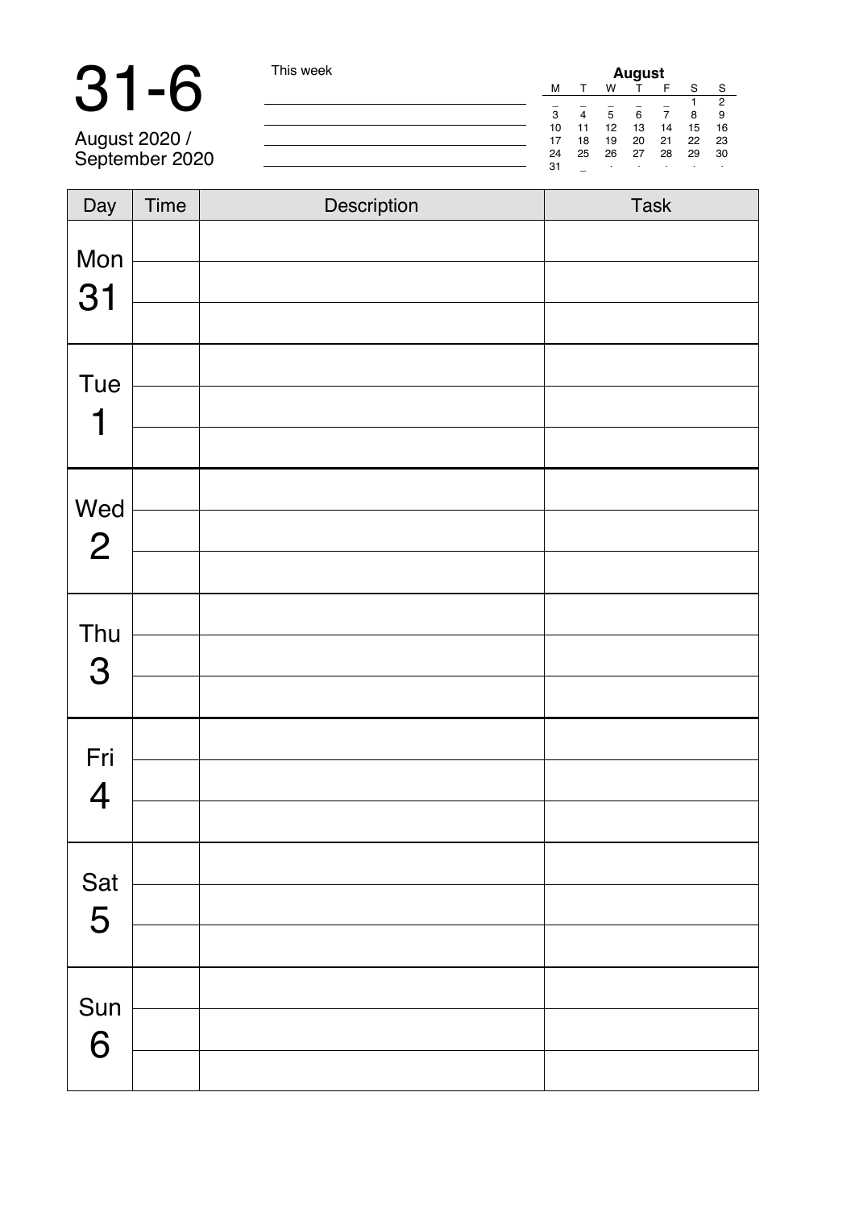# 31-6

August 2020 /
September 2020

This week

| **August** | | | | | | |
|---|---|---|---|---|---|---|
| M | T | W | T | F | S | S |
| _ | _ | _ | _ | _ | 1 | 2 |
| 3 | 4 | 5 | 6 | 7 | 8 | 9 |
| 10 | 11 | 12 | 13 | 14 | 15 | 16 |
| 17 | 18 | 19 | 20 | 21 | 22 | 23 |
| 24 | 25 | 26 | 27 | 28 | 29 | 30 |
| 31 | _ | · | · | · | · | · |

| Day | Time | Description | Task |
|---|---|---|---|
| Mon 31 | | | |
| | | | |
| | | | |
| Tue 1 | | | |
| | | | |
| | | | |
| Wed 2 | | | |
| | | | |
| | | | |
| Thu 3 | | | |
| | | | |
| | | | |
| Fri 4 | | | |
| | | | |
| | | | |
| Sat 5 | | | |
| | | | |
| | | | |
| Sun 6 | | | |
| | | | |
| | | | |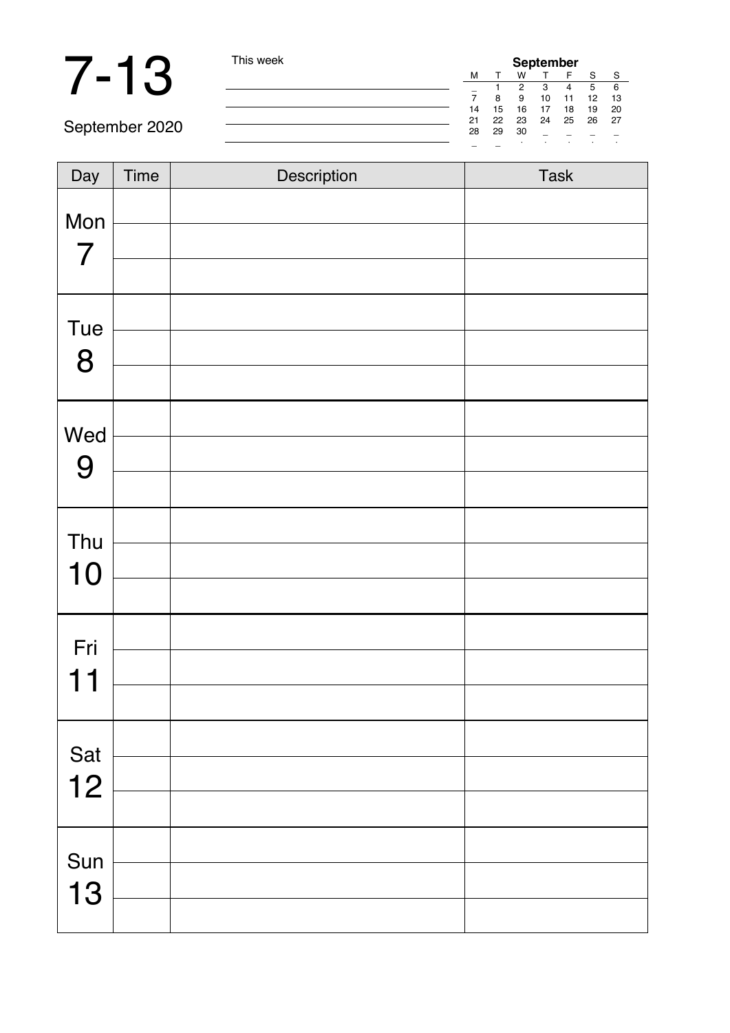# 7-13

September 2020

This week

| September | | | | | | |
|---|---|---|---|---|---|---|
| M | T | W | T | F | S | S |
| _ | 1 | 2 | 3 | 4 | 5 | 6 |
| 7 | 8 | 9 | 10 | 11 | 12 | 13 |
| 14 | 15 | 16 | 17 | 18 | 19 | 20 |
| 21 | 22 | 23 | 24 | 25 | 26 | 27 |
| 28 | 29 | 30 | _ | _ | _ | _ |
| _ | _ | | | | | |

| Day | Time | Description | Task |
|---|---|---|---|
| Mon 7 | | | |
| | | | |
| | | | |
| Tue 8 | | | |
| | | | |
| | | | |
| Wed 9 | | | |
| | | | |
| | | | |
| Thu 10 | | | |
| | | | |
| | | | |
| Fri 11 | | | |
| | | | |
| | | | |
| Sat 12 | | | |
| | | | |
| | | | |
| Sun 13 | | | |
| | | | |
| | | | |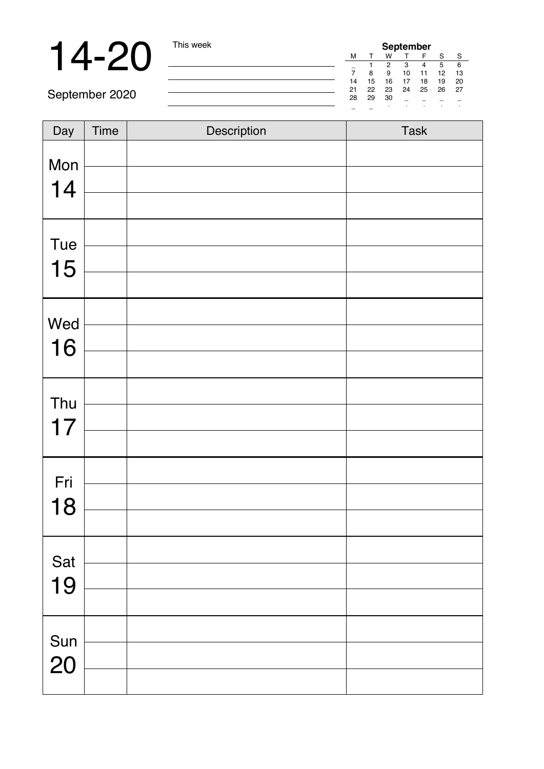# 14-20

September 2020

This week

| | | | | | | |
|---|---|---|---|---|---|---|
| **September** | | | | | | |
| M | T | W | T | F | S | S |
| _ | 1 | 2 | 3 | 4 | 5 | 6 |
| 7 | 8 | 9 | 10 | 11 | 12 | 13 |
| 14 | 15 | 16 | 17 | 18 | 19 | 20 |
| 21 | 22 | 23 | 24 | 25 | 26 | 27 |
| 28 | 29 | 30 | _ | _ | _ | _ |
| _ | _ | . | . | . | . | . |

| Day | Time | Description | Task |
|---|---|---|---|
| Mon 14 | | | |
| | | | |
| | | | |
| Tue 15 | | | |
| | | | |
| | | | |
| Wed 16 | | | |
| | | | |
| | | | |
| Thu 17 | | | |
| | | | |
| | | | |
| Fri 18 | | | |
| | | | |
| | | | |
| Sat 19 | | | |
| | | | |
| | | | |
| Sun 20 | | | |
| | | | |
| | | | |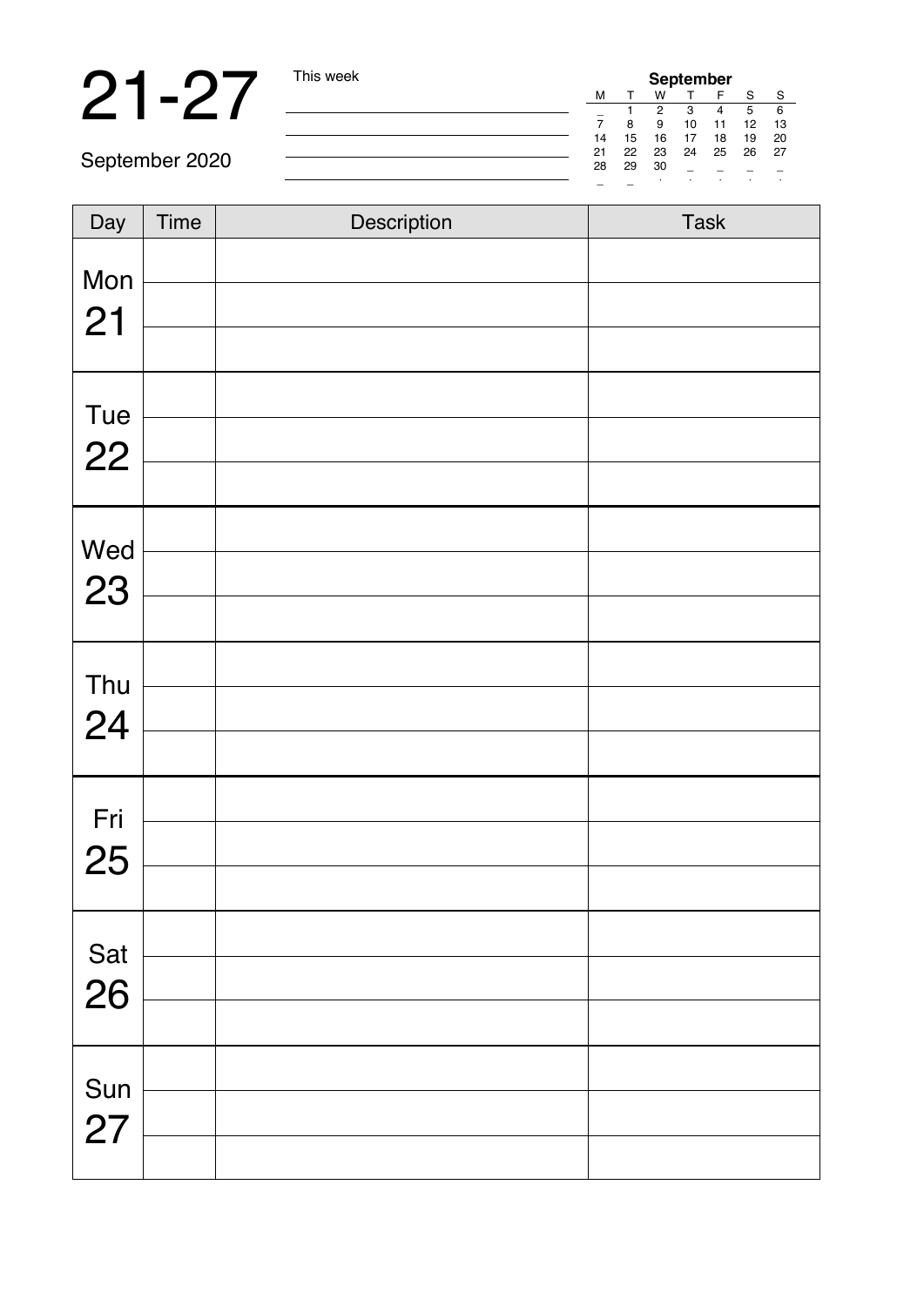# 21-27

September 2020

This week

| **September** | | | | | | |
|---|---|---|---|---|---|---|
| M | T | W | T | F | S | S |
| _ | 1 | 2 | 3 | 4 | 5 | 6 |
| 7 | 8 | 9 | 10 | 11 | 12 | 13 |
| 14 | 15 | 16 | 17 | 18 | 19 | 20 |
| 21 | 22 | 23 | 24 | 25 | 26 | 27 |
| 28 | 29 | 30 | _ | _ | _ | _ |

| Day | Time | Description | Task |
|---|---|---|---|
| Mon 21 | | | |
| | | | |
| | | | |
| Tue 22 | | | |
| | | | |
| | | | |
| Wed 23 | | | |
| | | | |
| | | | |
| Thu 24 | | | |
| | | | |
| | | | |
| Fri 25 | | | |
| | | | |
| | | | |
| Sat 26 | | | |
| | | | |
| | | | |
| Sun 27 | | | |
| | | | |
| | | | |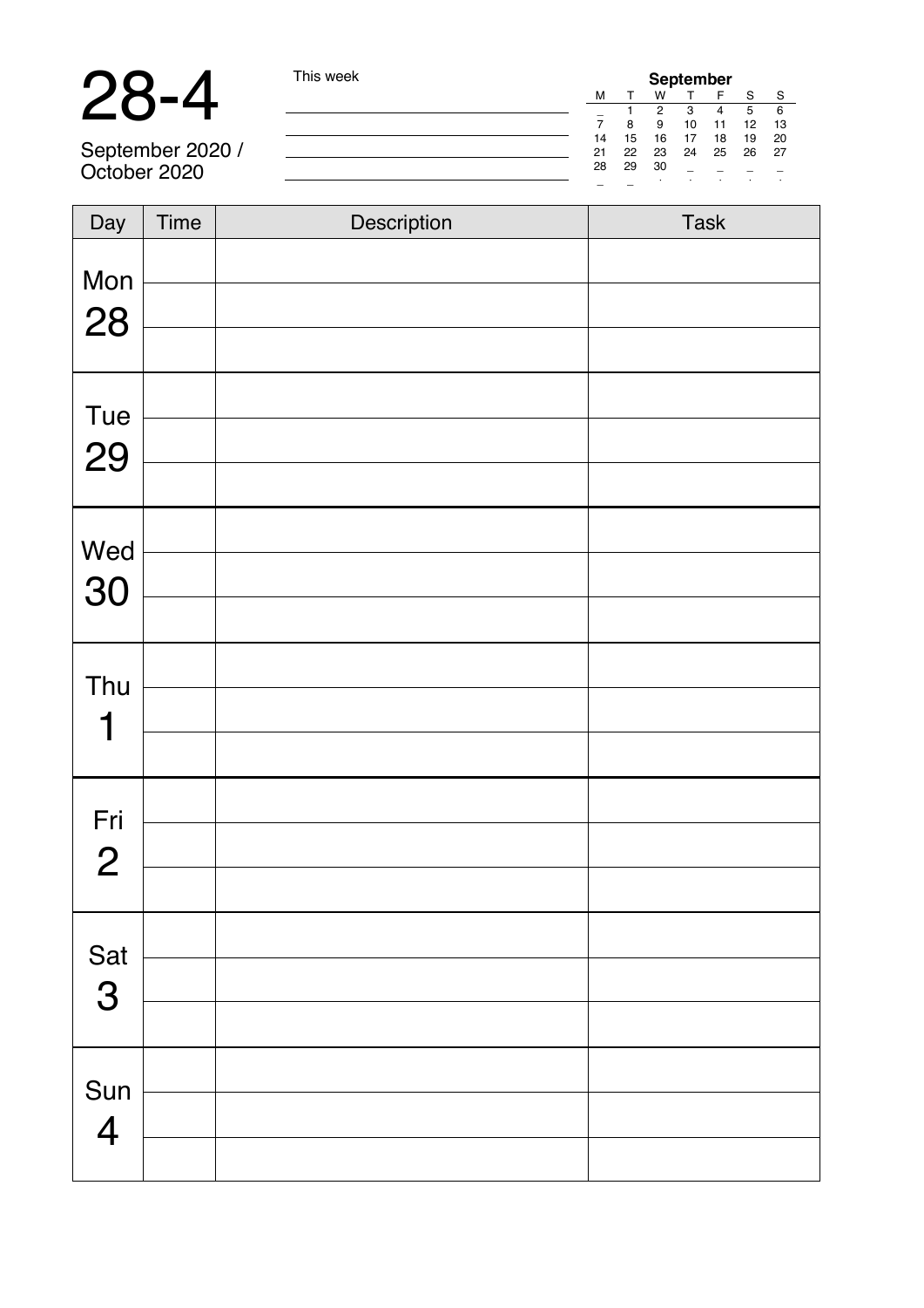# 28-4

September 2020 / October 2020

This week

| **September** | | | | | | |
|---|---|---|---|---|---|---|
| M | T | W | T | F | S | S |
| _ | 1 | 2 | 3 | 4 | 5 | 6 |
| 7 | 8 | 9 | 10 | 11 | 12 | 13 |
| 14 | 15 | 16 | 17 | 18 | 19 | 20 |
| 21 | 22 | 23 | 24 | 25 | 26 | 27 |
| 28 | 29 | 30 | _ | _ | _ | _ |
| _ | _ | . | . | . | . | . |

| Day | Time | Description | Task |
|---|---|---|---|
| Mon 28 | | | |
| | | | |
| | | | |
| Tue 29 | | | |
| | | | |
| | | | |
| Wed 30 | | | |
| | | | |
| | | | |
| Thu 1 | | | |
| | | | |
| | | | |
| Fri 2 | | | |
| | | | |
| | | | |
| Sat 3 | | | |
| | | | |
| | | | |
| Sun 4 | | | |
| | | | |
| | | | |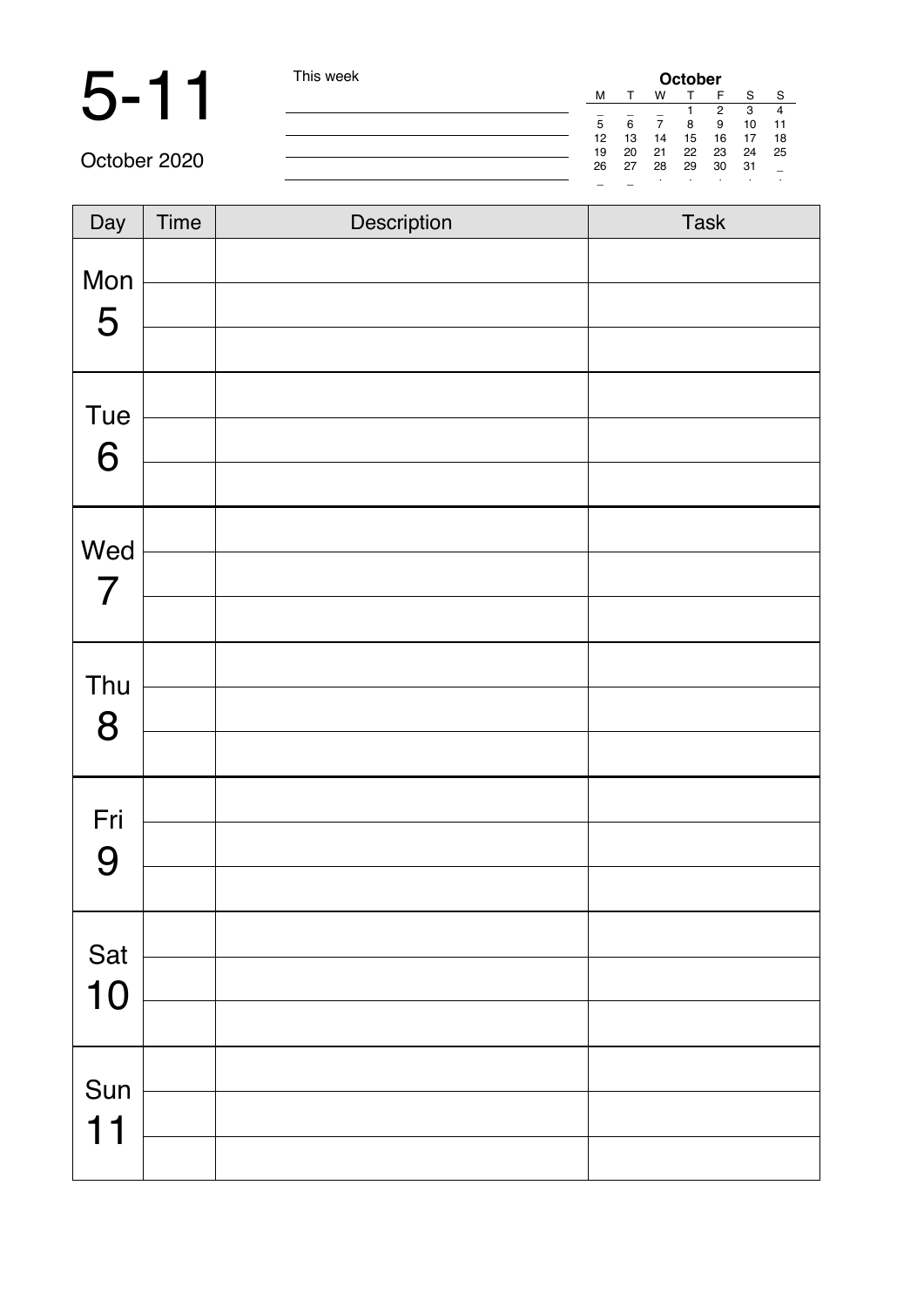# 5-11

October 2020

This week

| **October** | | | | | | |
|---|---|---|---|---|---|---|
| M | T | W | T | F | S | S |
| _ | _ | _ | 1 | 2 | 3 | 4 |
| 5 | 6 | 7 | 8 | 9 | 10 | 11 |
| 12 | 13 | 14 | 15 | 16 | 17 | 18 |
| 19 | 20 | 21 | 22 | 23 | 24 | 25 |
| 26 | 27 | 28 | 29 | 30 | 31 | _ |

| Day | Time | Description | Task |
|---|---|---|---|
| Mon 5 | | | |
| | | | |
| | | | |
| Tue 6 | | | |
| | | | |
| | | | |
| Wed 7 | | | |
| | | | |
| | | | |
| Thu 8 | | | |
| | | | |
| | | | |
| Fri 9 | | | |
| | | | |
| | | | |
| Sat 10 | | | |
| | | | |
| | | | |
| Sun 11 | | | |
| | | | |
| | | | |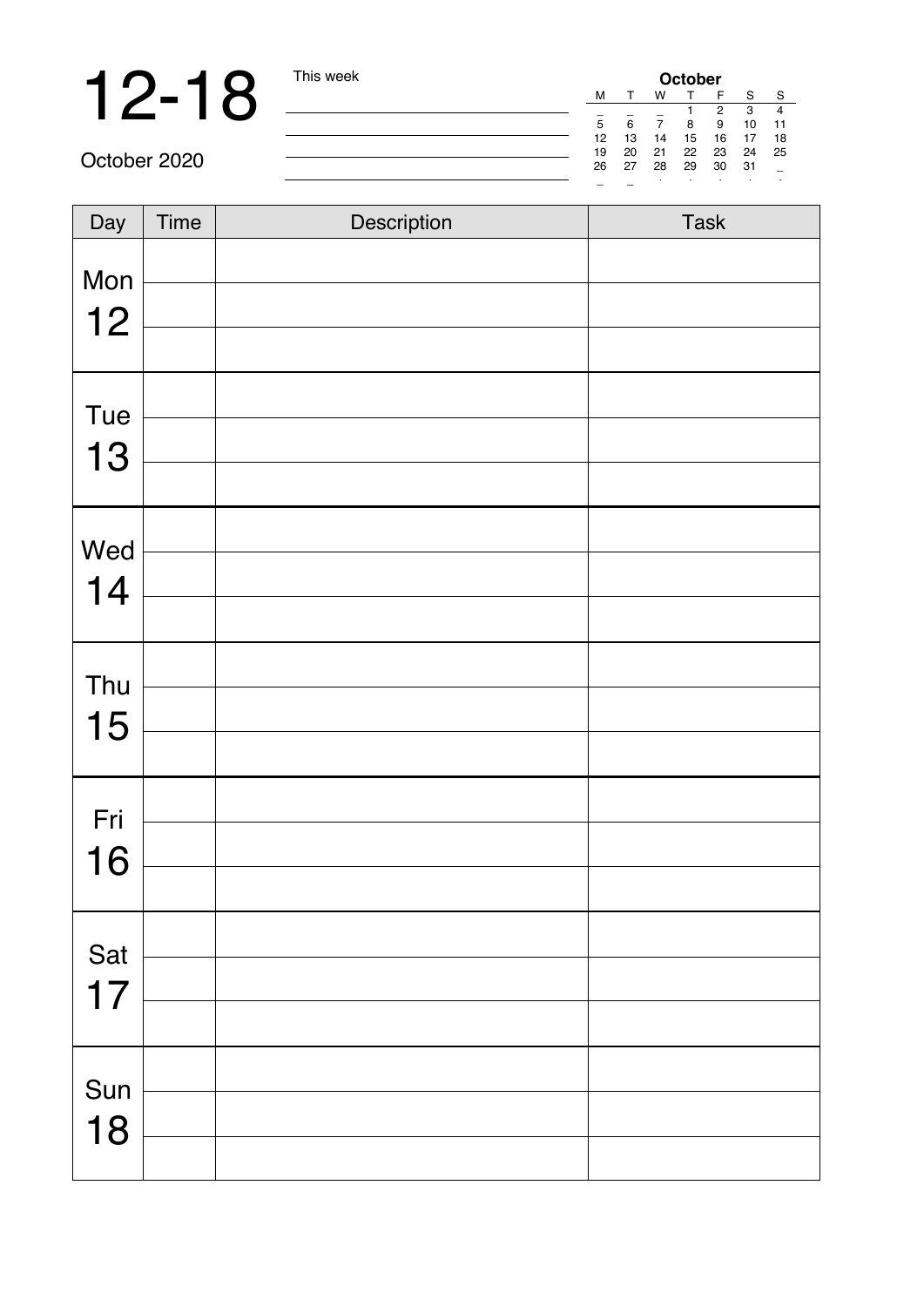# 12-18

October 2020

This week

| October | | | | | | |
|---|---|---|---|---|---|---|
| M | T | W | T | F | S | S |
| _ | _ | _ | 1 | 2 | 3 | 4 |
| 5 | 6 | 7 | 8 | 9 | 10 | 11 |
| 12 | 13 | 14 | 15 | 16 | 17 | 18 |
| 19 | 20 | 21 | 22 | 23 | 24 | 25 |
| 26 | 27 | 28 | 29 | 30 | 31 | _ |

| Day | Time | Description | Task |
|---|---|---|---|
| Mon 12 | | | |
| | | | |
| | | | |
| Tue 13 | | | |
| | | | |
| | | | |
| Wed 14 | | | |
| | | | |
| | | | |
| Thu 15 | | | |
| | | | |
| | | | |
| Fri 16 | | | |
| | | | |
| | | | |
| Sat 17 | | | |
| | | | |
| | | | |
| Sun 18 | | | |
| | | | |
| | | | |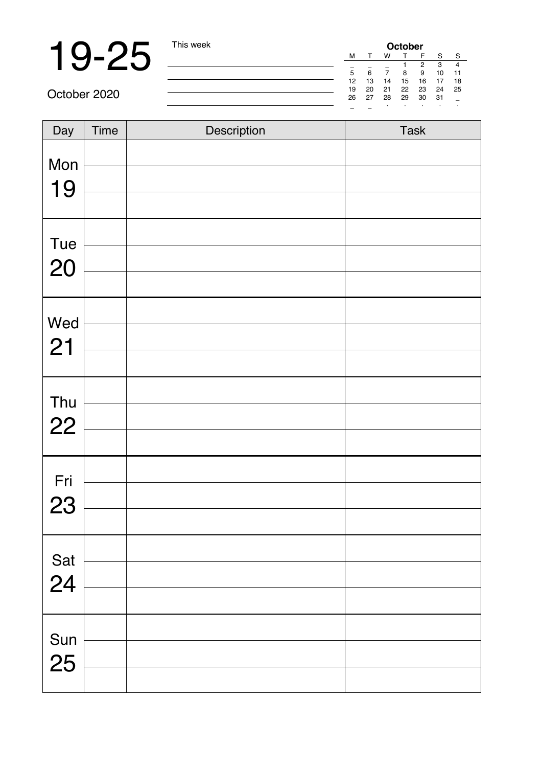# 19-25

October 2020

This week

| October | | | | | | |
|---|---|---|---|---|---|---|
| M | T | W | T | F | S | S |
| _ | _ | _ | 1 | 2 | 3 | 4 |
| 5 | 6 | 7 | 8 | 9 | 10 | 11 |
| 12 | 13 | 14 | 15 | 16 | 17 | 18 |
| 19 | 20 | 21 | 22 | 23 | 24 | 25 |
| 26 | 27 | 28 | 29 | 30 | 31 | _ |

| Day | Time | Description | Task |
|---|---|---|---|
| Mon 19 | | | |
| | | | |
| | | | |
| Tue 20 | | | |
| | | | |
| | | | |
| Wed 21 | | | |
| | | | |
| | | | |
| Thu 22 | | | |
| | | | |
| | | | |
| Fri 23 | | | |
| | | | |
| | | | |
| Sat 24 | | | |
| | | | |
| | | | |
| Sun 25 | | | |
| | | | |
| | | | |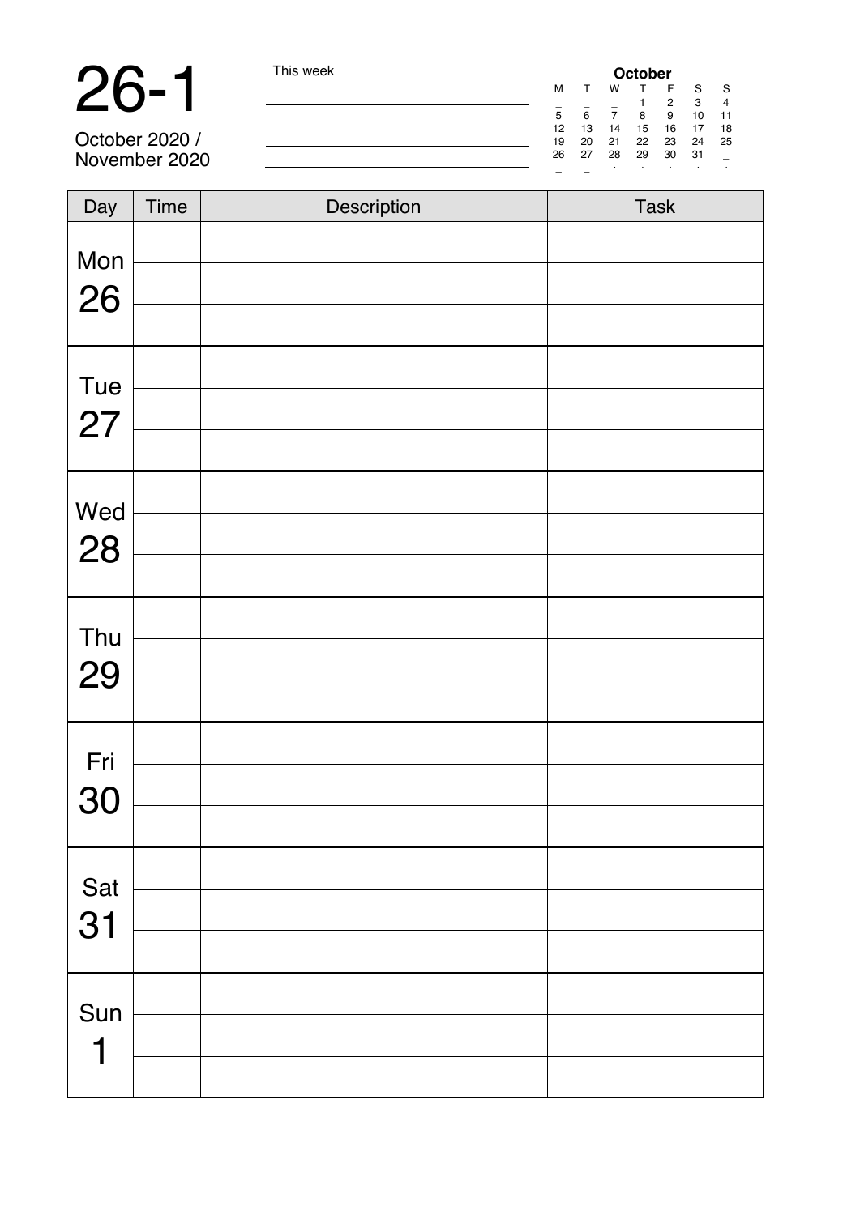# 26-1

October 2020 / November 2020

This week

| **October** | | | | | | |
|---|---|---|---|---|---|---|
| M | T | W | T | F | S | S |
| _ | _ | _ | 1 | 2 | 3 | 4 |
| 5 | 6 | 7 | 8 | 9 | 10 | 11 |
| 12 | 13 | 14 | 15 | 16 | 17 | 18 |
| 19 | 20 | 21 | 22 | 23 | 24 | 25 |
| 26 | 27 | 28 | 29 | 30 | 31 | _ |
| _ | _ | | | | | |

| Day | Time | Description | Task |
|---|---|---|---|
| Mon 26 | | | |
| | | | |
| | | | |
| Tue 27 | | | |
| | | | |
| | | | |
| Wed 28 | | | |
| | | | |
| | | | |
| Thu 29 | | | |
| | | | |
| | | | |
| Fri 30 | | | |
| | | | |
| | | | |
| Sat 31 | | | |
| | | | |
| | | | |
| Sun 1 | | | |
| | | | |
| | | | |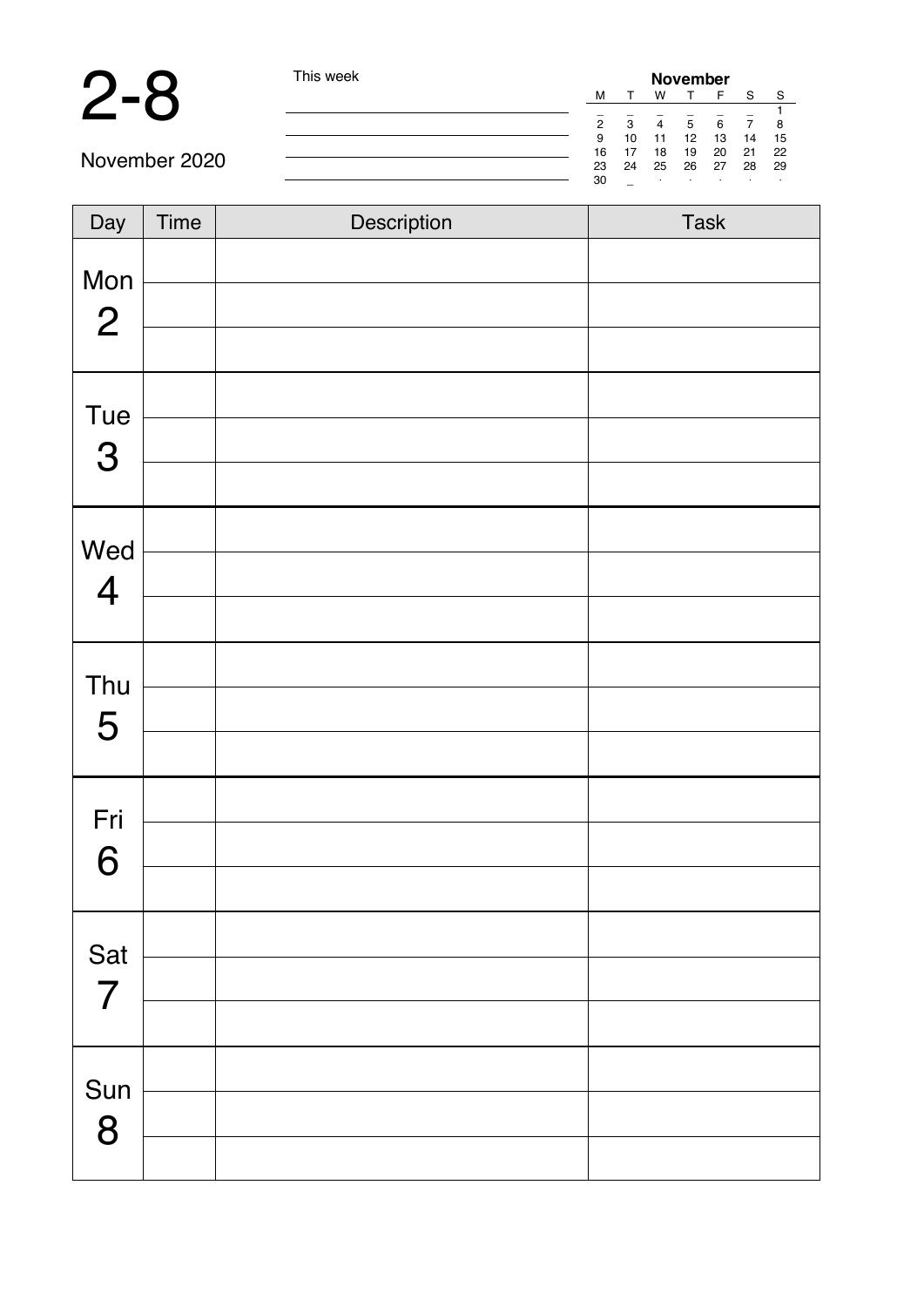# 2-8

November 2020

This week

| November | | | | | | |
|---|---|---|---|---|---|---|
| M | T | W | T | F | S | S |
| _ | _ | _ | _ | _ | _ | 1 |
| 2 | 3 | 4 | 5 | 6 | 7 | 8 |
| 9 | 10 | 11 | 12 | 13 | 14 | 15 |
| 16 | 17 | 18 | 19 | 20 | 21 | 22 |
| 23 | 24 | 25 | 26 | 27 | 28 | 29 |
| 30 | _ | · | · | · | · | · |

| Day | Time | Description | Task |
|---|---|---|---|
| Mon 2 | | | |
| | | | |
| | | | |
| Tue 3 | | | |
| | | | |
| | | | |
| Wed 4 | | | |
| | | | |
| | | | |
| Thu 5 | | | |
| | | | |
| | | | |
| Fri 6 | | | |
| | | | |
| | | | |
| Sat 7 | | | |
| | | | |
| | | | |
| Sun 8 | | | |
| | | | |
| | | | |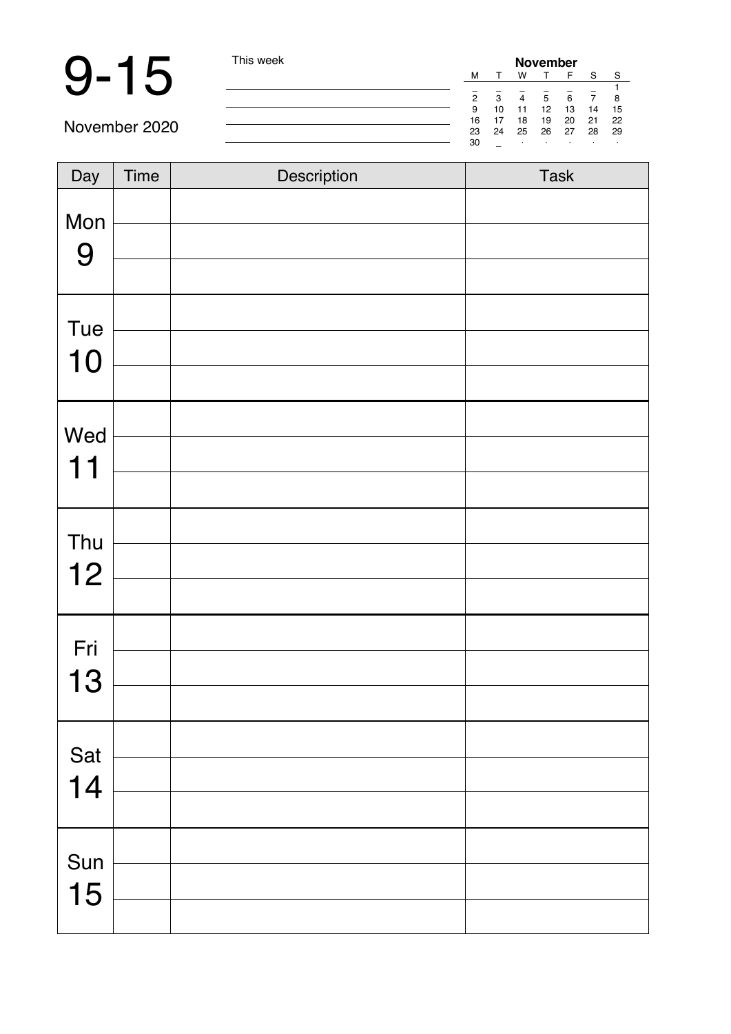# 9-15

November 2020

This week

| November | | | | | | |
|---|---|---|---|---|---|---|
| M | T | W | T | F | S | S |
| _ | _ | _ | _ | _ | _ | 1 |
| 2 | 3 | 4 | 5 | 6 | 7 | 8 |
| 9 | 10 | 11 | 12 | 13 | 14 | 15 |
| 16 | 17 | 18 | 19 | 20 | 21 | 22 |
| 23 | 24 | 25 | 26 | 27 | 28 | 29 |
| 30 | _ | · | · | · | · | · |

| Day | Time | Description | Task |
|---|---|---|---|
| Mon 9 | | | |
| | | | |
| | | | |
| Tue 10 | | | |
| | | | |
| | | | |
| Wed 11 | | | |
| | | | |
| | | | |
| Thu 12 | | | |
| | | | |
| | | | |
| Fri 13 | | | |
| | | | |
| | | | |
| Sat 14 | | | |
| | | | |
| | | | |
| Sun 15 | | | |
| | | | |
| | | | |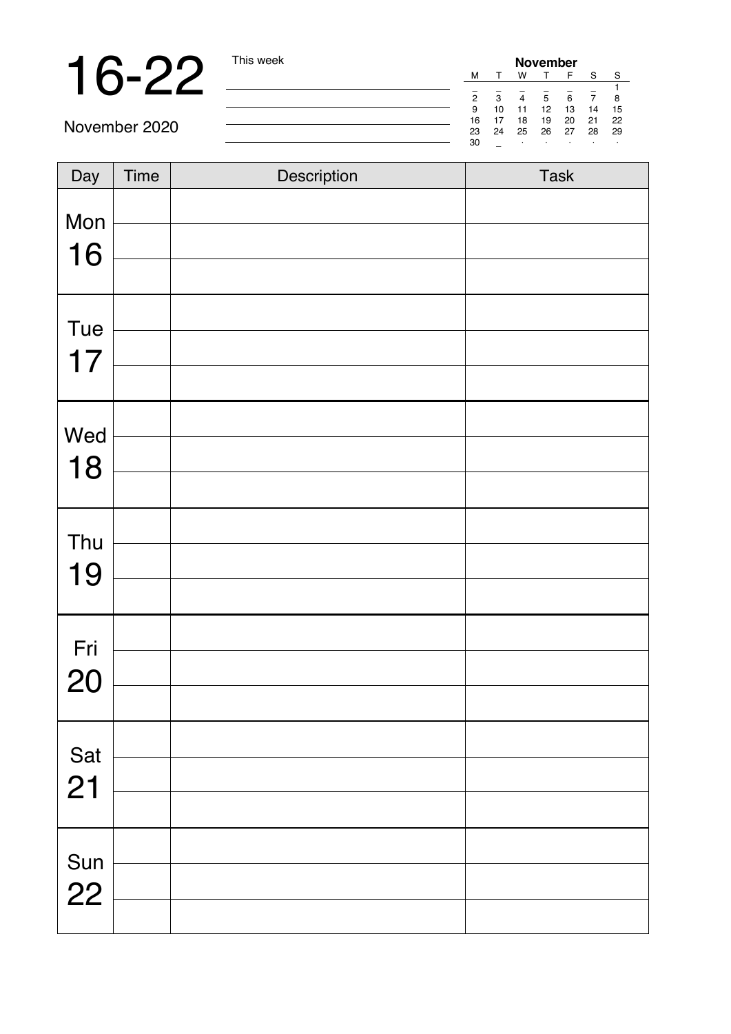# 16-22

November 2020

This week

| November | | | | | | |
|---|---|---|---|---|---|---|
| M | T | W | T | F | S | S |
| _ | _ | _ | _ | _ | _ | 1 |
| 2 | 3 | 4 | 5 | 6 | 7 | 8 |
| 9 | 10 | 11 | 12 | 13 | 14 | 15 |
| 16 | 17 | 18 | 19 | 20 | 21 | 22 |
| 23 | 24 | 25 | 26 | 27 | 28 | 29 |
| 30 | _ | · | · | · | · | · |

| Day | Time | Description | Task |
|---|---|---|---|
| Mon 16 | | | |
| | | | |
| | | | |
| Tue 17 | | | |
| | | | |
| | | | |
| Wed 18 | | | |
| | | | |
| | | | |
| Thu 19 | | | |
| | | | |
| | | | |
| Fri 20 | | | |
| | | | |
| | | | |
| Sat 21 | | | |
| | | | |
| | | | |
| Sun 22 | | | |
| | | | |
| | | | |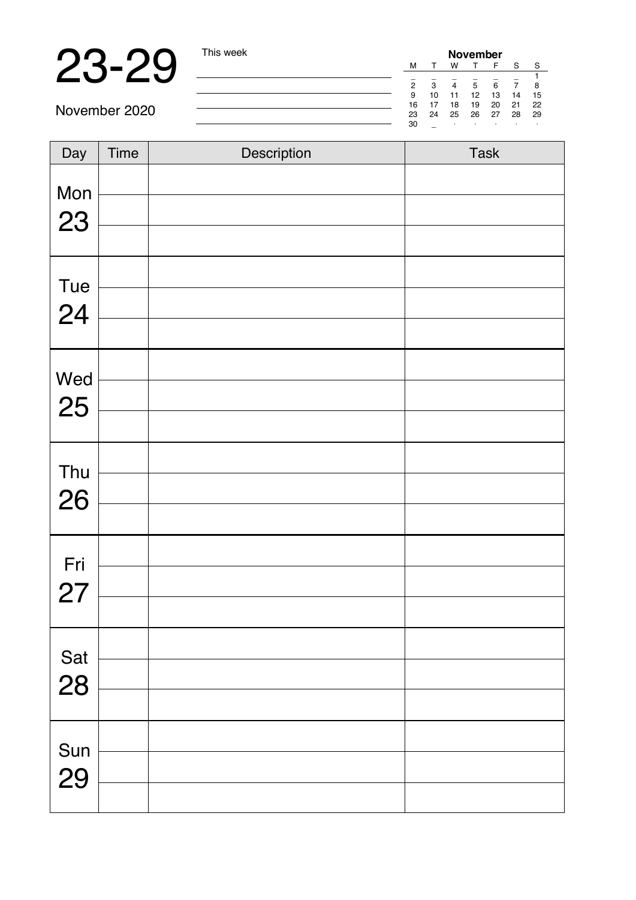# 23-29

November 2020

This week

| November | | | | | | |
|---|---|---|---|---|---|---|
| M | T | W | T | F | S | S |
| _ | _ | _ | _ | _ | _ | 1 |
| 2 | 3 | 4 | 5 | 6 | 7 | 8 |
| 9 | 10 | 11 | 12 | 13 | 14 | 15 |
| 16 | 17 | 18 | 19 | 20 | 21 | 22 |
| 23 | 24 | 25 | 26 | 27 | 28 | 29 |
| 30 | _ | · | · | · | · | · |

| Day | Time | Description | Task |
|---|---|---|---|
| Mon 23 | | | |
| | | | |
| | | | |
| Tue 24 | | | |
| | | | |
| | | | |
| Wed 25 | | | |
| | | | |
| | | | |
| Thu 26 | | | |
| | | | |
| | | | |
| Fri 27 | | | |
| | | | |
| | | | |
| Sat 28 | | | |
| | | | |
| | | | |
| Sun 29 | | | |
| | | | |
| | | | |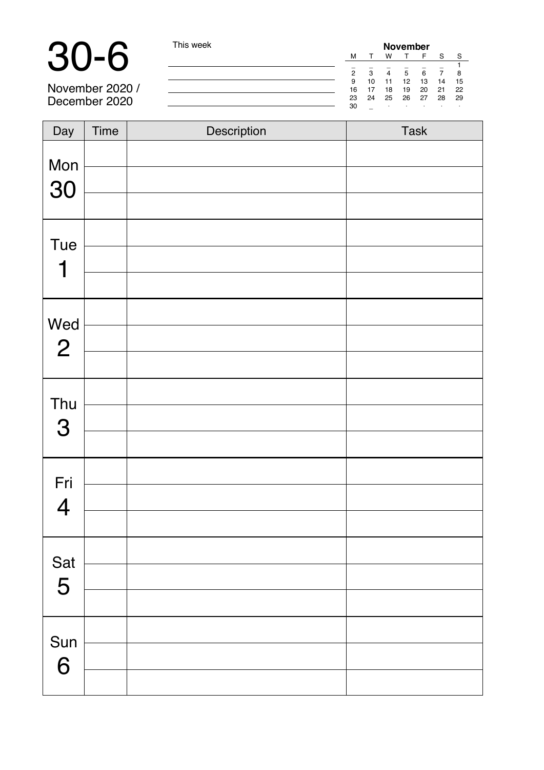# 30-6

November 2020 /
December 2020

This week

**November**

| M | T | W | T | F | S | S |
|---|---|---|---|---|---|---|
| _ | _ | _ | _ | _ | _ | 1 |
| 2 | 3 | 4 | 5 | 6 | 7 | 8 |
| 9 | 10 | 11 | 12 | 13 | 14 | 15 |
| 16 | 17 | 18 | 19 | 20 | 21 | 22 |
| 23 | 24 | 25 | 26 | 27 | 28 | 29 |
| 30 | _ | · | · | · | · | · |

| Day | Time | Description | Task |
|---|---|---|---|
| Mon 30 | | | |
| | | | |
| | | | |
| Tue 1 | | | |
| | | | |
| | | | |
| Wed 2 | | | |
| | | | |
| | | | |
| Thu 3 | | | |
| | | | |
| | | | |
| Fri 4 | | | |
| | | | |
| | | | |
| Sat 5 | | | |
| | | | |
| | | | |
| Sun 6 | | | |
| | | | |
| | | | |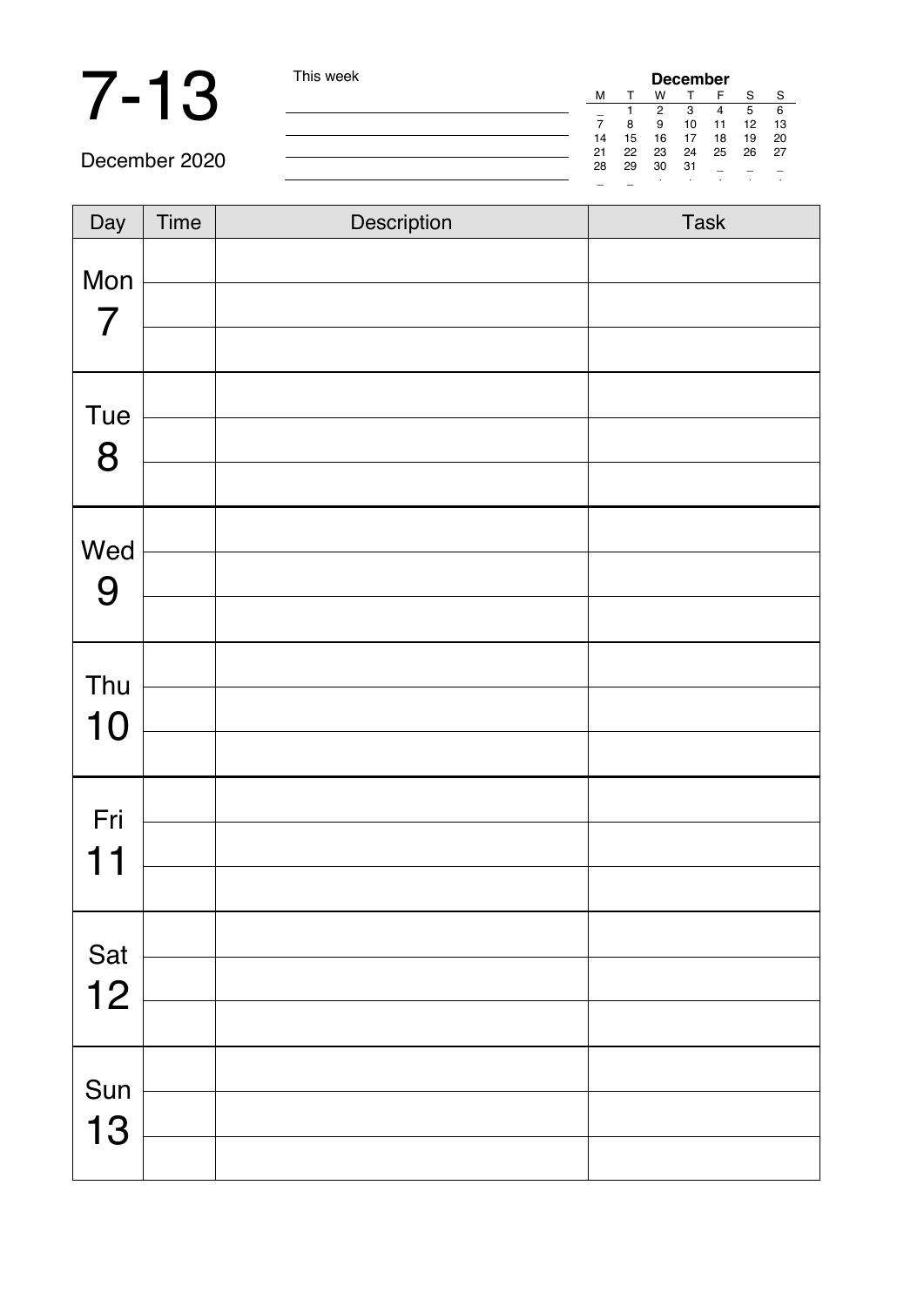# 7-13

December 2020

This week

| **December** | | | | | | |
|---|---|---|---|---|---|---|
| M | T | W | T | F | S | S |
| _ | 1 | 2 | 3 | 4 | 5 | 6 |
| 7 | 8 | 9 | 10 | 11 | 12 | 13 |
| 14 | 15 | 16 | 17 | 18 | 19 | 20 |
| 21 | 22 | 23 | 24 | 25 | 26 | 27 |
| 28 | 29 | 30 | 31 | _ | _ | _ |

| Day | Time | Description | Task |
|---|---|---|---|
| Mon 7 | | | |
| | | | |
| | | | |
| Tue 8 | | | |
| | | | |
| | | | |
| Wed 9 | | | |
| | | | |
| | | | |
| Thu 10 | | | |
| | | | |
| | | | |
| Fri 11 | | | |
| | | | |
| | | | |
| Sat 12 | | | |
| | | | |
| | | | |
| Sun 13 | | | |
| | | | |
| | | | |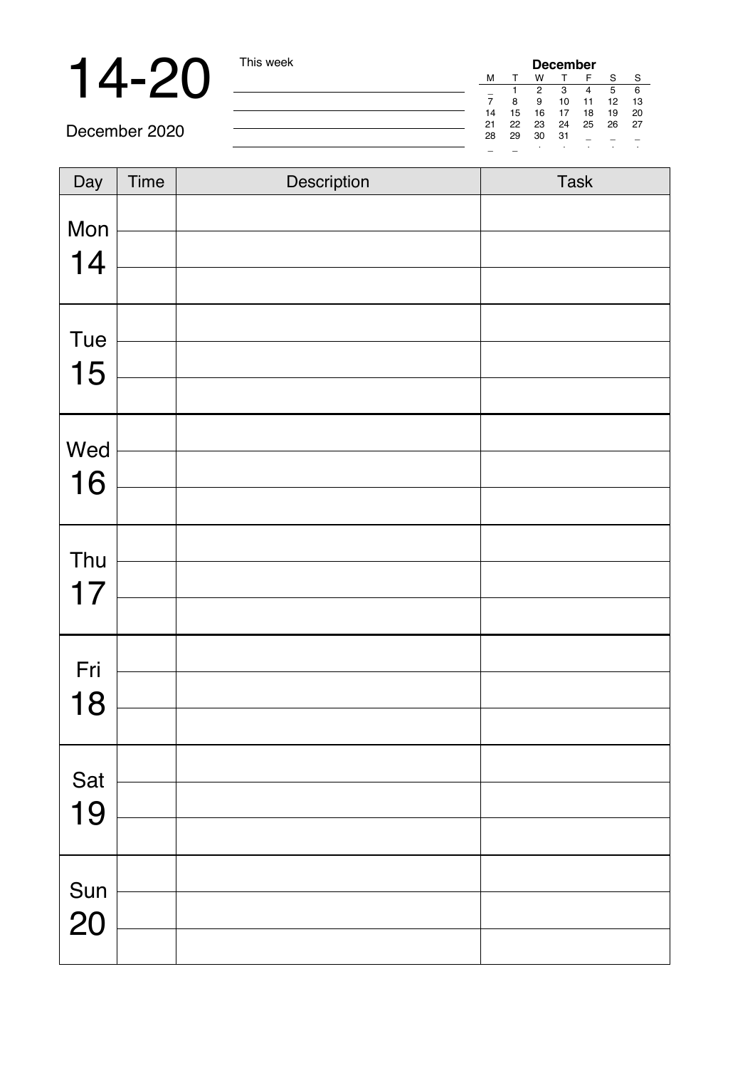# 14-20

December 2020

This week

| December | | | | | | |
|---|---|---|---|---|---|---|
| M | T | W | T | F | S | S |
| _ | 1 | 2 | 3 | 4 | 5 | 6 |
| 7 | 8 | 9 | 10 | 11 | 12 | 13 |
| 14 | 15 | 16 | 17 | 18 | 19 | 20 |
| 21 | 22 | 23 | 24 | 25 | 26 | 27 |
| 28 | 29 | 30 | 31 | _ | _ | _ |

| Day | Time | Description | Task |
|---|---|---|---|
| Mon 14 | | | |
| | | | |
| | | | |
| Tue 15 | | | |
| | | | |
| | | | |
| Wed 16 | | | |
| | | | |
| | | | |
| Thu 17 | | | |
| | | | |
| | | | |
| Fri 18 | | | |
| | | | |
| | | | |
| Sat 19 | | | |
| | | | |
| | | | |
| Sun 20 | | | |
| | | | |
| | | | |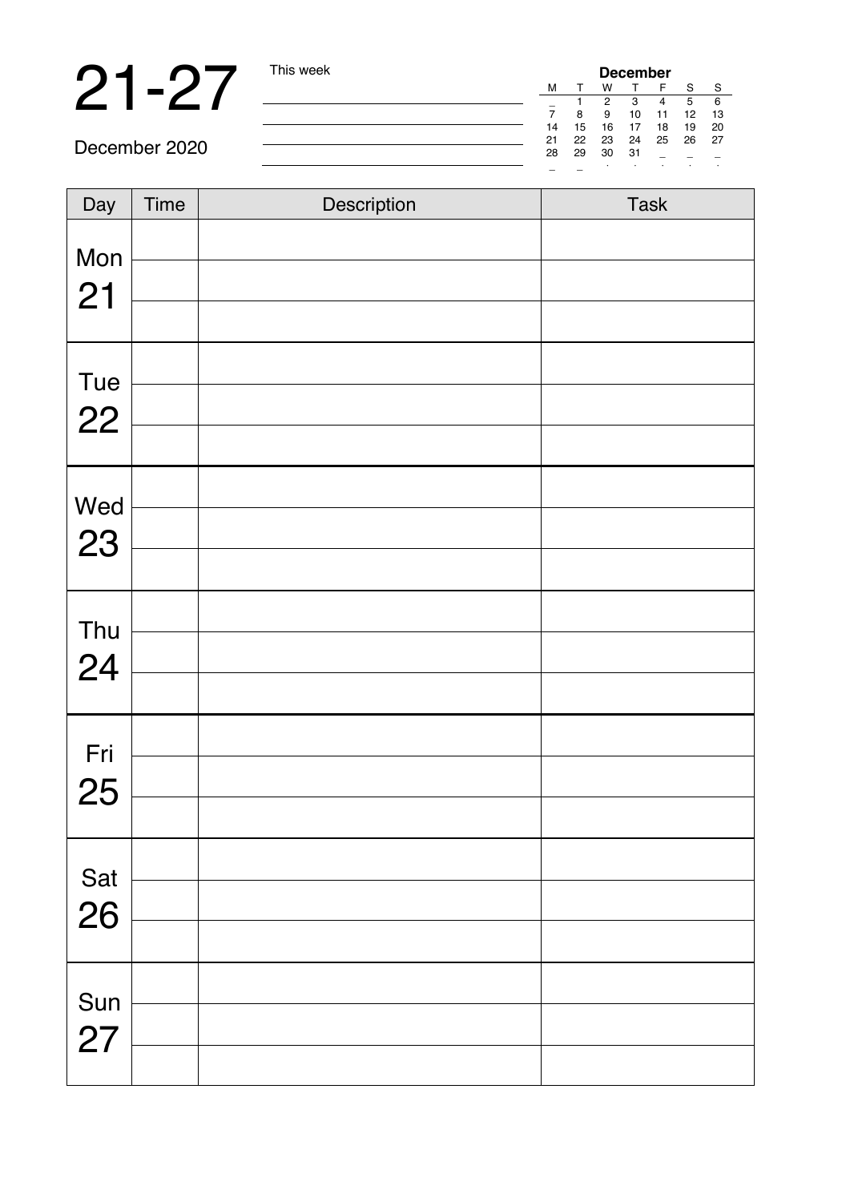# 21-27

December 2020

This week

| December | | | | | | |
|---|---|---|---|---|---|---|
| M | T | W | T | F | S | S |
| _ | 1 | 2 | 3 | 4 | 5 | 6 |
| 7 | 8 | 9 | 10 | 11 | 12 | 13 |
| 14 | 15 | 16 | 17 | 18 | 19 | 20 |
| 21 | 22 | 23 | 24 | 25 | 26 | 27 |
| 28 | 29 | 30 | 31 | _ | _ | _ |

| Day | Time | Description | Task |
|---|---|---|---|
| Mon 21 | | | |
| | | | |
| | | | |
| Tue 22 | | | |
| | | | |
| | | | |
| Wed 23 | | | |
| | | | |
| | | | |
| Thu 24 | | | |
| | | | |
| | | | |
| Fri 25 | | | |
| | | | |
| | | | |
| Sat 26 | | | |
| | | | |
| | | | |
| Sun 27 | | | |
| | | | |
| | | | |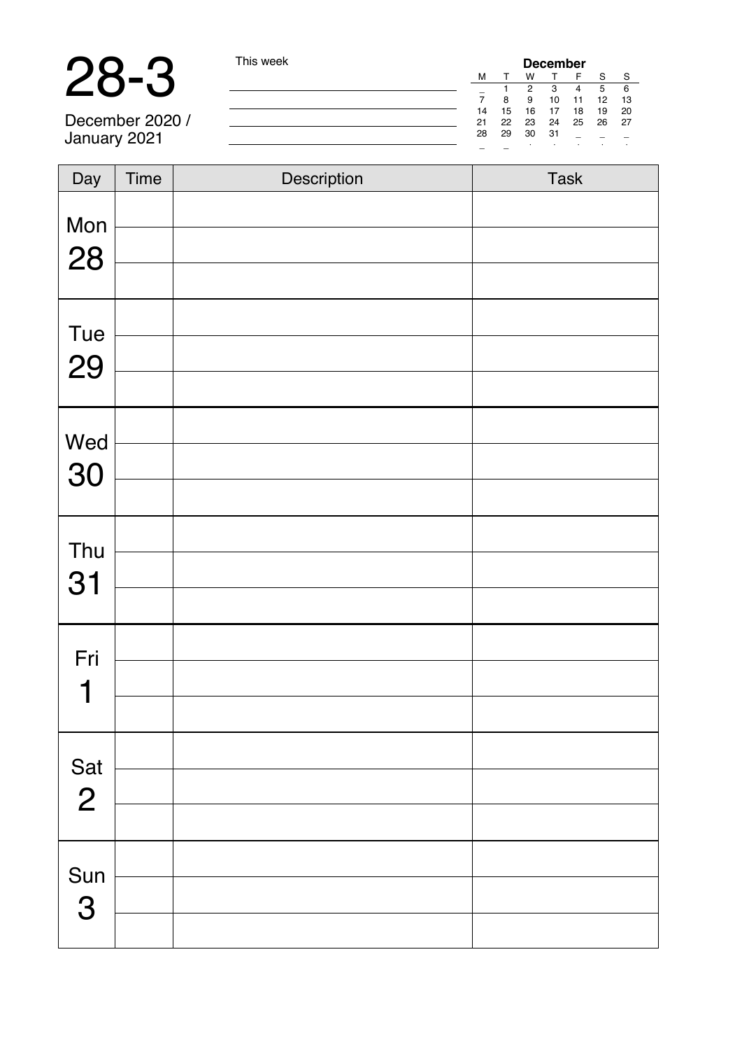# 28-3

December 2020 /
January 2021

This week

**December**

| M | T | W | T | F | S | S |
|---|---|---|---|---|---|---|
| _ | 1 | 2 | 3 | 4 | 5 | 6 |
| 7 | 8 | 9 | 10 | 11 | 12 | 13 |
| 14 | 15 | 16 | 17 | 18 | 19 | 20 |
| 21 | 22 | 23 | 24 | 25 | 26 | 27 |
| 28 | 29 | 30 | 31 | _ | _ | _ |
| _ | _ | . | . | . | . | . |

| Day | Time | Description | Task |
|---|---|---|---|
| Mon 28 | | | |
| | | | |
| | | | |
| Tue 29 | | | |
| | | | |
| | | | |
| Wed 30 | | | |
| | | | |
| | | | |
| Thu 31 | | | |
| | | | |
| | | | |
| Fri 1 | | | |
| | | | |
| | | | |
| Sat 2 | | | |
| | | | |
| | | | |
| Sun 3 | | | |
| | | | |
| | | | |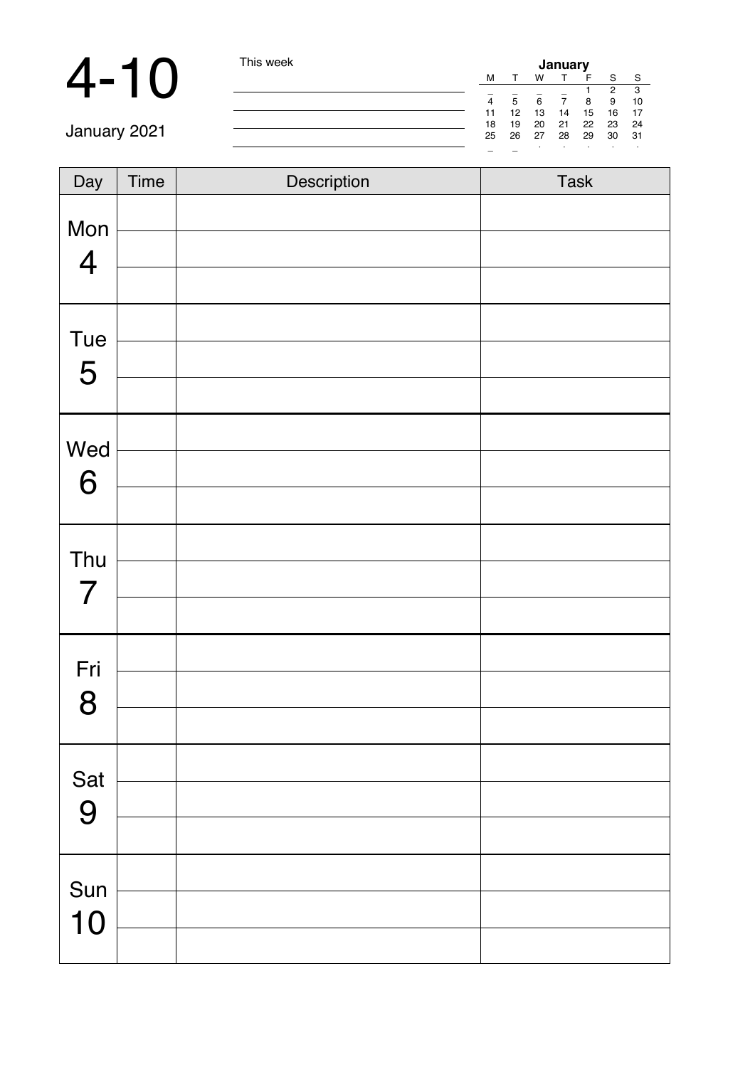# 4-10

January 2021

This week

| January | | | | | | |
|---|---|---|---|---|---|---|
| M | T | W | T | F | S | S |
| _ | _ | _ | _ | 1 | 2 | 3 |
| 4 | 5 | 6 | 7 | 8 | 9 | 10 |
| 11 | 12 | 13 | 14 | 15 | 16 | 17 |
| 18 | 19 | 20 | 21 | 22 | 23 | 24 |
| 25 | 26 | 27 | 28 | 29 | 30 | 31 |

| Day | Time | Description | Task |
|---|---|---|---|
| Mon 4 | | | |
| | | | |
| | | | |
| Tue 5 | | | |
| | | | |
| | | | |
| Wed 6 | | | |
| | | | |
| | | | |
| Thu 7 | | | |
| | | | |
| | | | |
| Fri 8 | | | |
| | | | |
| | | | |
| Sat 9 | | | |
| | | | |
| | | | |
| Sun 10 | | | |
| | | | |
| | | | |